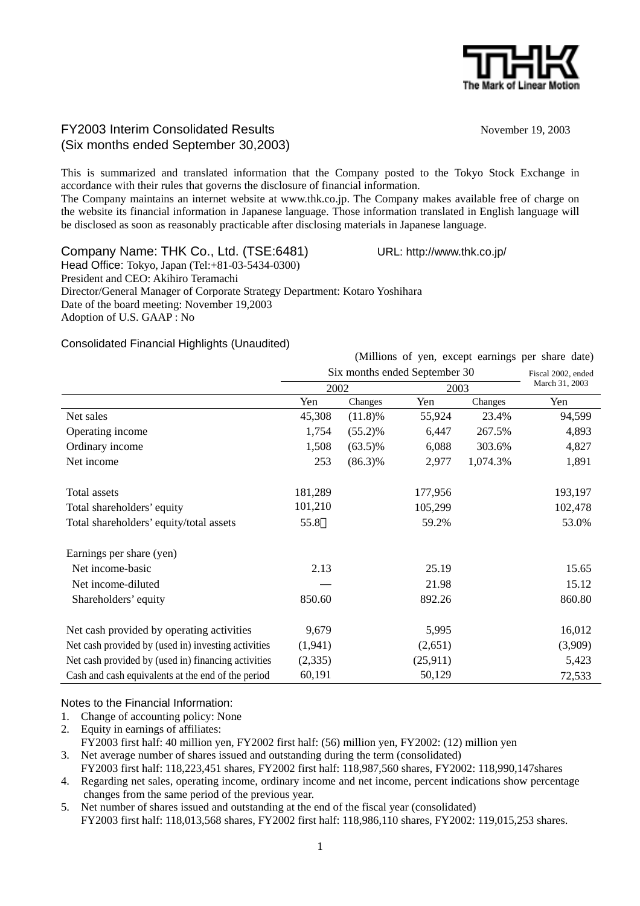# FY2003 Interim Consolidated Results

(Six months ended September 30,2003)

November 19, 2003

This is summarized and translated information that the Company posted to the Tokyo Stock Exchange in accordance with their rules that governs the disclosure of financial information.
The Company maintains an internet website at www.thk.co.jp. The Company makes available free of charge on the website its financial information in Japanese language. Those information translated in English language will be disclosed as soon as reasonably practicable after disclosing materials in Japanese language.

Company Name: THK Co., Ltd. (TSE:6481)        URL: http://www.thk.co.jp/
Head Office: Tokyo, Japan (Tel:+81-03-5434-0300)
President and CEO: Akihiro Teramachi
Director/General Manager of Corporate Strategy Department: Kotaro Yoshihara
Date of the board meeting: November 19,2003
Adoption of U.S. GAAP : No

## Consolidated Financial Highlights (Unaudited)

(Millions of yen, except earnings per share date)

| | Six months ended September 30 | | | | Fiscal 2002, ended March 31, 2003 |
|---|---|---|---|---|---|
| | 2002 | | 2003 | | |
| | Yen | Changes | Yen | Changes | Yen |
| Net sales | 45,308 | (11.8)% | 55,924 | 23.4% | 94,599 |
| Operating income | 1,754 | (55.2)% | 6,447 | 267.5% | 4,893 |
| Ordinary income | 1,508 | (63.5)% | 6,088 | 303.6% | 4,827 |
| Net income | 253 | (86.3)% | 2,977 | 1,074.3% | 1,891 |
| Total assets | 181,289 | | 177,956 | | 193,197 |
| Total shareholders' equity | 101,210 | | 105,299 | | 102,478 |
| Total shareholders' equity/total assets | 55.8％ | | 59.2% | | 53.0% |
| Earnings per share (yen) | | | | | |
| Net income-basic | 2.13 | | 25.19 | | 15.65 |
| Net income-diluted | — | | 21.98 | | 15.12 |
| Shareholders' equity | 850.60 | | 892.26 | | 860.80 |
| Net cash provided by operating activities | 9,679 | | 5,995 | | 16,012 |
| Net cash provided by (used in) investing activities | (1,941) | | (2,651) | | (3,909) |
| Net cash provided by (used in) financing activities | (2,335) | | (25,911) | | 5,423 |
| Cash and cash equivalents at the end of the period | 60,191 | | 50,129 | | 72,533 |

Notes to the Financial Information:

1. Change of accounting policy: None
2. Equity in earnings of affiliates:
   FY2003 first half: 40 million yen, FY2002 first half: (56) million yen, FY2002: (12) million yen
3. Net average number of shares issued and outstanding during the term (consolidated)
   FY2003 first half: 118,223,451 shares, FY2002 first half: 118,987,560 shares, FY2002: 118,990,147shares
4. Regarding net sales, operating income, ordinary income and net income, percent indications show percentage changes from the same period of the previous year.
5. Net number of shares issued and outstanding at the end of the fiscal year (consolidated)
   FY2003 first half: 118,013,568 shares, FY2002 first half: 118,986,110 shares, FY2002: 119,015,253 shares.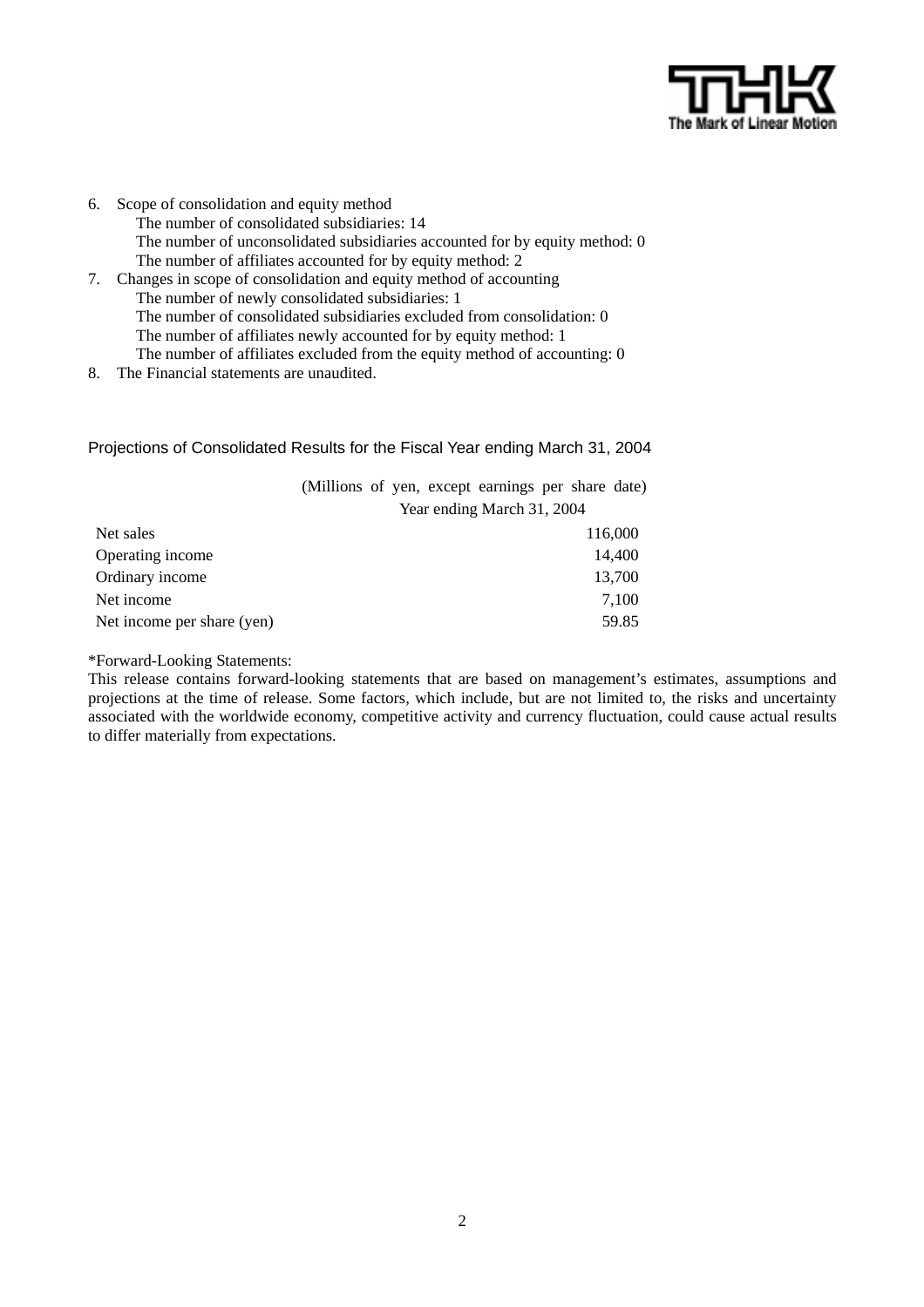6. Scope of consolidation and equity method
   The number of consolidated subsidiaries: 14
   The number of unconsolidated subsidiaries accounted for by equity method: 0
   The number of affiliates accounted for by equity method: 2
7. Changes in scope of consolidation and equity method of accounting
   The number of newly consolidated subsidiaries: 1
   The number of consolidated subsidiaries excluded from consolidation: 0
   The number of affiliates newly accounted for by equity method: 1
   The number of affiliates excluded from the equity method of accounting: 0
8. The Financial statements are unaudited.

## Projections of Consolidated Results for the Fiscal Year ending March 31, 2004

(Millions of yen, except earnings per share date)

| | Year ending March 31, 2004 |
|---|---:|
| Net sales | 116,000 |
| Operating income | 14,400 |
| Ordinary income | 13,700 |
| Net income | 7,100 |
| Net income per share (yen) | 59.85 |

*Forward-Looking Statements:
This release contains forward-looking statements that are based on management's estimates, assumptions and projections at the time of release. Some factors, which include, but are not limited to, the risks and uncertainty associated with the worldwide economy, competitive activity and currency fluctuation, could cause actual results to differ materially from expectations.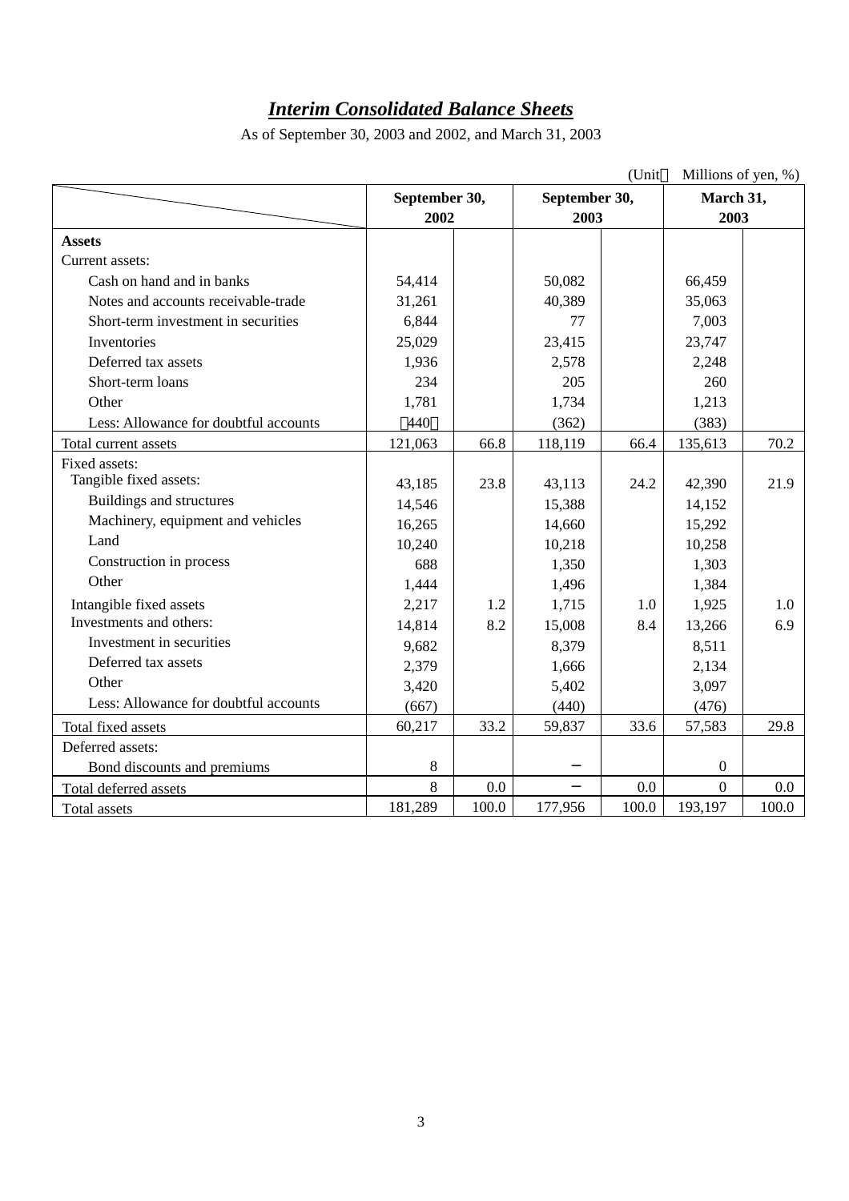# *Interim Consolidated Balance Sheets*

As of September 30, 2003 and 2002, and March 31, 2003

(Unit： Millions of yen, %)

| | September 30, 2002 | | September 30, 2003 | | March 31, 2003 | |
|---|---|---|---|---|---|---|
| **Assets** | | | | | | |
| Current assets: | | | | | | |
| Cash on hand and in banks | 54,414 | | 50,082 | | 66,459 | |
| Notes and accounts receivable-trade | 31,261 | | 40,389 | | 35,063 | |
| Short-term investment in securities | 6,844 | | 77 | | 7,003 | |
| Inventories | 25,029 | | 23,415 | | 23,747 | |
| Deferred tax assets | 1,936 | | 2,578 | | 2,248 | |
| Short-term loans | 234 | | 205 | | 260 | |
| Other | 1,781 | | 1,734 | | 1,213 | |
| Less: Allowance for doubtful accounts | （440） | | (362) | | (383) | |
| Total current assets | 121,063 | 66.8 | 118,119 | 66.4 | 135,613 | 70.2 |
| Fixed assets: | | | | | | |
| Tangible fixed assets: | 43,185 | 23.8 | 43,113 | 24.2 | 42,390 | 21.9 |
| Buildings and structures | 14,546 | | 15,388 | | 14,152 | |
| Machinery, equipment and vehicles | 16,265 | | 14,660 | | 15,292 | |
| Land | 10,240 | | 10,218 | | 10,258 | |
| Construction in process | 688 | | 1,350 | | 1,303 | |
| Other | 1,444 | | 1,496 | | 1,384 | |
| Intangible fixed assets | 2,217 | 1.2 | 1,715 | 1.0 | 1,925 | 1.0 |
| Investments and others: | 14,814 | 8.2 | 15,008 | 8.4 | 13,266 | 6.9 |
| Investment in securities | 9,682 | | 8,379 | | 8,511 | |
| Deferred tax assets | 2,379 | | 1,666 | | 2,134 | |
| Other | 3,420 | | 5,402 | | 3,097 | |
| Less: Allowance for doubtful accounts | (667) | | (440) | | (476) | |
| Total fixed assets | 60,217 | 33.2 | 59,837 | 33.6 | 57,583 | 29.8 |
| Deferred assets: | | | | | | |
| Bond discounts and premiums | 8 | | − | | 0 | |
| Total deferred assets | 8 | 0.0 | − | 0.0 | 0 | 0.0 |
| Total assets | 181,289 | 100.0 | 177,956 | 100.0 | 193,197 | 100.0 |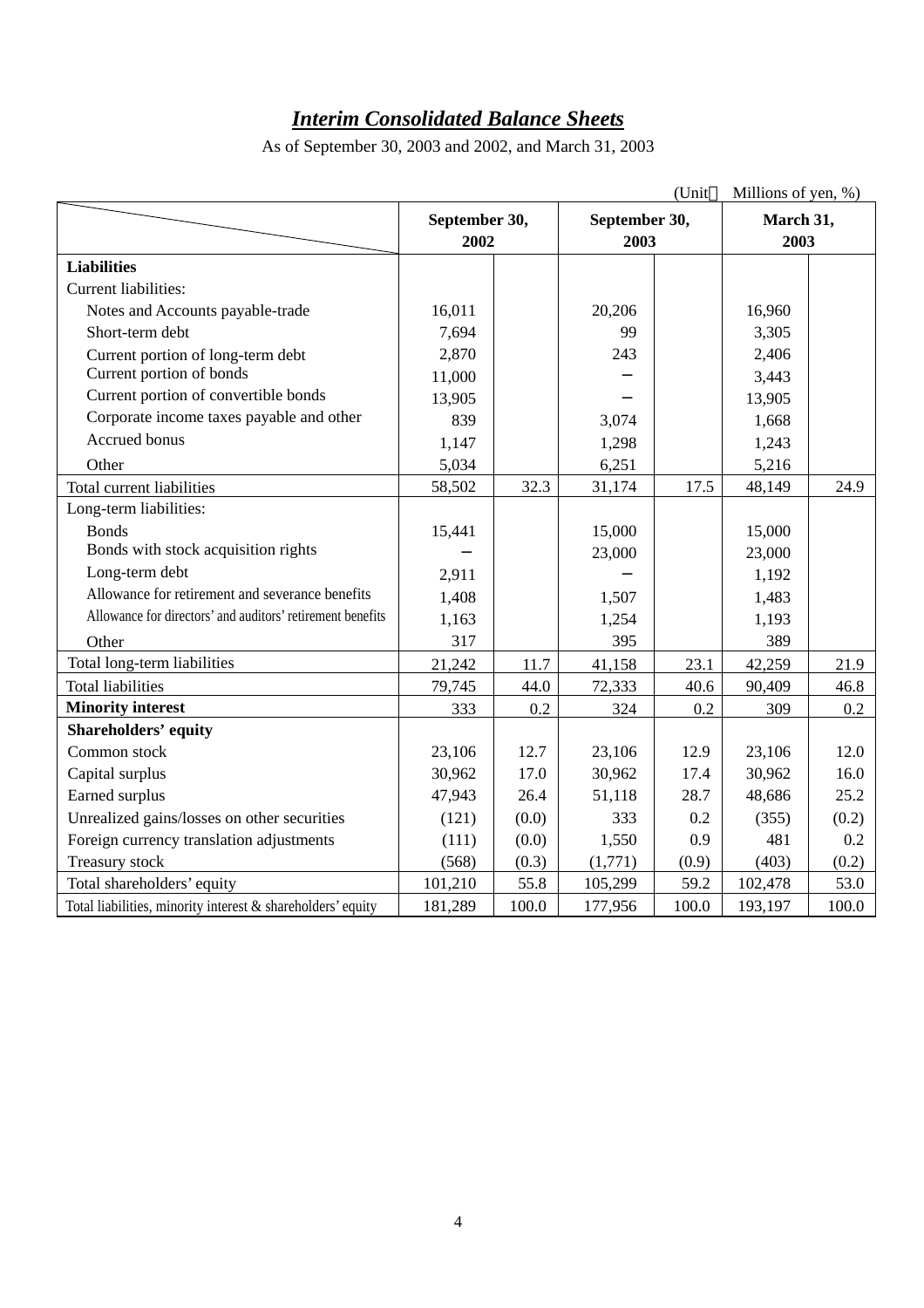## *Interim Consolidated Balance Sheets*

As of September 30, 2003 and 2002, and March 31, 2003

(Unit： Millions of yen, %)

| | September 30, 2002 | | September 30, 2003 | | March 31, 2003 | |
|---|---|---|---|---|---|---|
| **Liabilities** | | | | | | |
| Current liabilities: | | | | | | |
| Notes and Accounts payable-trade | 16,011 | | 20,206 | | 16,960 | |
| Short-term debt | 7,694 | | 99 | | 3,305 | |
| Current portion of long-term debt | 2,870 | | 243 | | 2,406 | |
| Current portion of bonds | 11,000 | | − | | 3,443 | |
| Current portion of convertible bonds | 13,905 | | − | | 13,905 | |
| Corporate income taxes payable and other | 839 | | 3,074 | | 1,668 | |
| Accrued bonus | 1,147 | | 1,298 | | 1,243 | |
| Other | 5,034 | | 6,251 | | 5,216 | |
| Total current liabilities | 58,502 | 32.3 | 31,174 | 17.5 | 48,149 | 24.9 |
| Long-term liabilities: | | | | | | |
| Bonds | 15,441 | | 15,000 | | 15,000 | |
| Bonds with stock acquisition rights | − | | 23,000 | | 23,000 | |
| Long-term debt | 2,911 | | − | | 1,192 | |
| Allowance for retirement and severance benefits | 1,408 | | 1,507 | | 1,483 | |
| Allowance for directors' and auditors' retirement benefits | 1,163 | | 1,254 | | 1,193 | |
| Other | 317 | | 395 | | 389 | |
| Total long-term liabilities | 21,242 | 11.7 | 41,158 | 23.1 | 42,259 | 21.9 |
| Total liabilities | 79,745 | 44.0 | 72,333 | 40.6 | 90,409 | 46.8 |
| **Minority interest** | 333 | 0.2 | 324 | 0.2 | 309 | 0.2 |
| **Shareholders' equity** | | | | | | |
| Common stock | 23,106 | 12.7 | 23,106 | 12.9 | 23,106 | 12.0 |
| Capital surplus | 30,962 | 17.0 | 30,962 | 17.4 | 30,962 | 16.0 |
| Earned surplus | 47,943 | 26.4 | 51,118 | 28.7 | 48,686 | 25.2 |
| Unrealized gains/losses on other securities | (121) | (0.0) | 333 | 0.2 | (355) | (0.2) |
| Foreign currency translation adjustments | (111) | (0.0) | 1,550 | 0.9 | 481 | 0.2 |
| Treasury stock | (568) | (0.3) | (1,771) | (0.9) | (403) | (0.2) |
| Total shareholders' equity | 101,210 | 55.8 | 105,299 | 59.2 | 102,478 | 53.0 |
| Total liabilities, minority interest & shareholders' equity | 181,289 | 100.0 | 177,956 | 100.0 | 193,197 | 100.0 |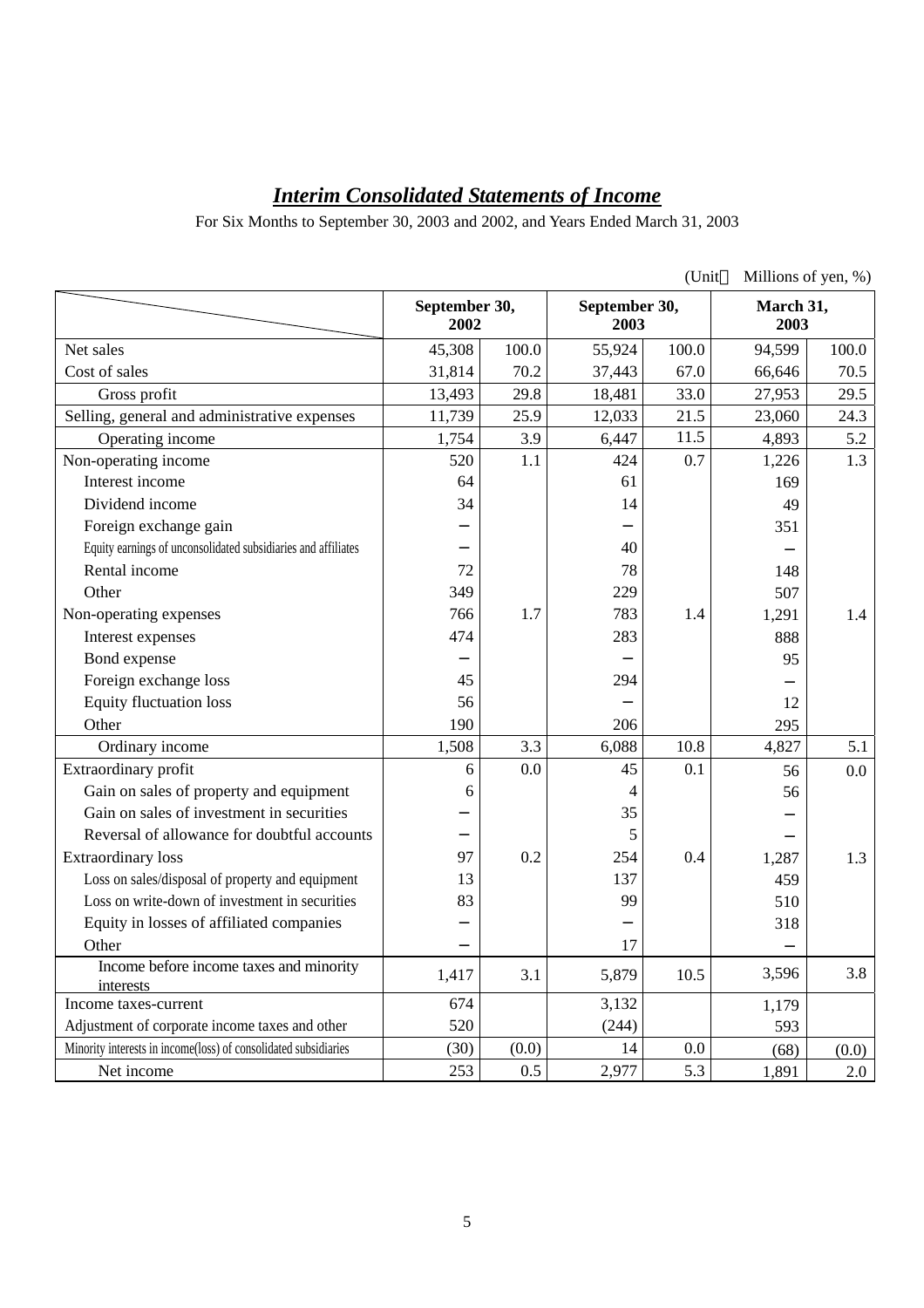# ***Interim Consolidated Statements of Income***

For Six Months to September 30, 2003 and 2002, and Years Ended March 31, 2003

(Unit： Millions of yen, %)

| | September 30, 2002 | | September 30, 2003 | | March 31, 2003 | |
|---|---|---|---|---|---|---|
| Net sales | 45,308 | 100.0 | 55,924 | 100.0 | 94,599 | 100.0 |
| Cost of sales | 31,814 | 70.2 | 37,443 | 67.0 | 66,646 | 70.5 |
| Gross profit | 13,493 | 29.8 | 18,481 | 33.0 | 27,953 | 29.5 |
| Selling, general and administrative expenses | 11,739 | 25.9 | 12,033 | 21.5 | 23,060 | 24.3 |
| Operating income | 1,754 | 3.9 | 6,447 | 11.5 | 4,893 | 5.2 |
| Non-operating income | 520 | 1.1 | 424 | 0.7 | 1,226 | 1.3 |
| Interest income | 64 | | 61 | | 169 | |
| Dividend income | 34 | | 14 | | 49 | |
| Foreign exchange gain | − | | − | | 351 | |
| Equity earnings of unconsolidated subsidiaries and affiliates | − | | 40 | | − | |
| Rental income | 72 | | 78 | | 148 | |
| Other | 349 | | 229 | | 507 | |
| Non-operating expenses | 766 | 1.7 | 783 | 1.4 | 1,291 | 1.4 |
| Interest expenses | 474 | | 283 | | 888 | |
| Bond expense | − | | − | | 95 | |
| Foreign exchange loss | 45 | | 294 | | − | |
| Equity fluctuation loss | 56 | | − | | 12 | |
| Other | 190 | | 206 | | 295 | |
| Ordinary income | 1,508 | 3.3 | 6,088 | 10.8 | 4,827 | 5.1 |
| Extraordinary profit | 6 | 0.0 | 45 | 0.1 | 56 | 0.0 |
| Gain on sales of property and equipment | 6 | | 4 | | 56 | |
| Gain on sales of investment in securities | − | | 35 | | − | |
| Reversal of allowance for doubtful accounts | − | | 5 | | − | |
| Extraordinary loss | 97 | 0.2 | 254 | 0.4 | 1,287 | 1.3 |
| Loss on sales/disposal of property and equipment | 13 | | 137 | | 459 | |
| Loss on write-down of investment in securities | 83 | | 99 | | 510 | |
| Equity in losses of affiliated companies | − | | − | | 318 | |
| Other | − | | 17 | | − | |
| Income before income taxes and minority interests | 1,417 | 3.1 | 5,879 | 10.5 | 3,596 | 3.8 |
| Income taxes-current | 674 | | 3,132 | | 1,179 | |
| Adjustment of corporate income taxes and other | 520 | | (244) | | 593 | |
| Minority interests in income(loss) of consolidated subsidiaries | (30) | (0.0) | 14 | 0.0 | (68) | (0.0) |
| Net income | 253 | 0.5 | 2,977 | 5.3 | 1,891 | 2.0 |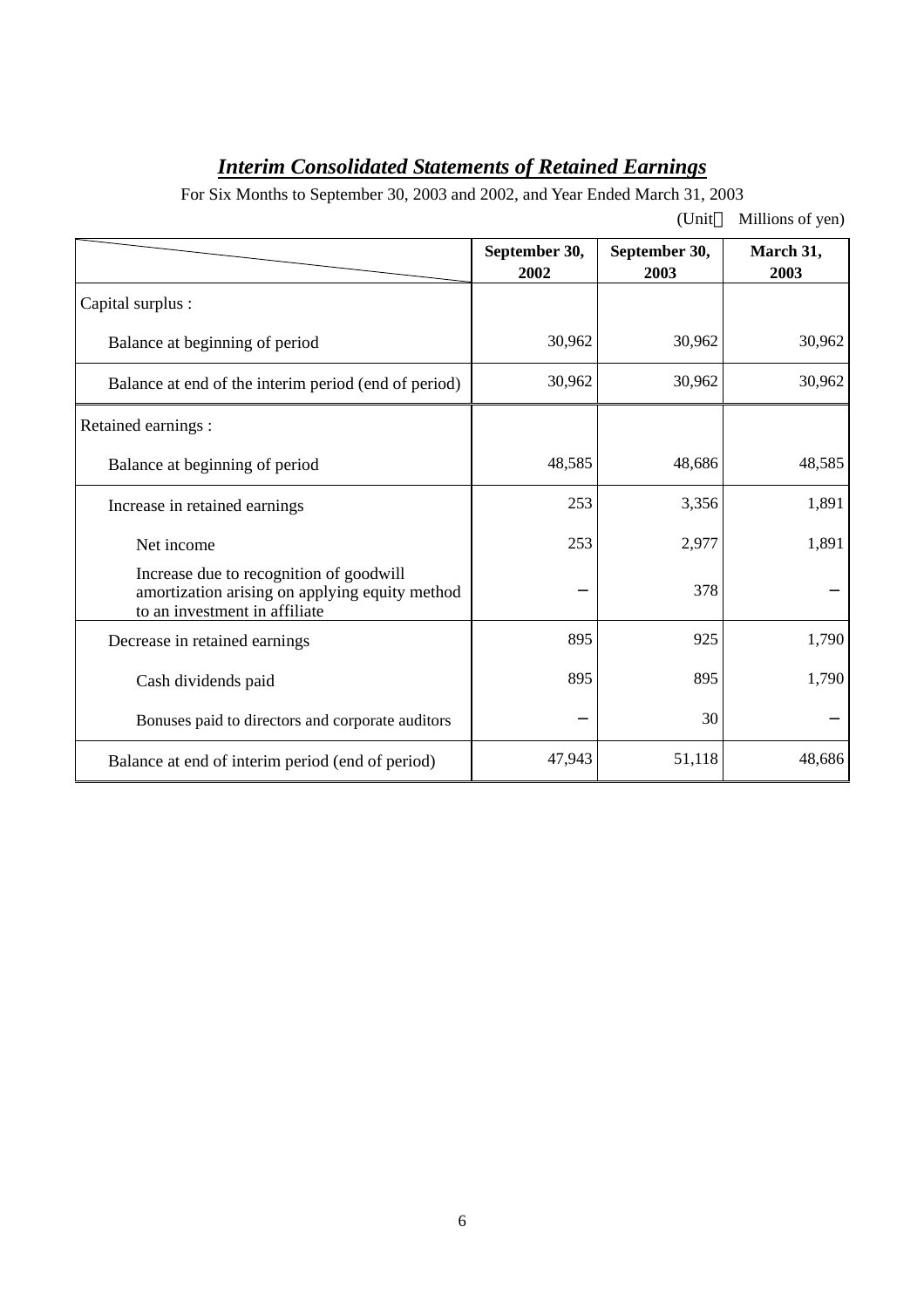# ***Interim Consolidated Statements of Retained Earnings***

For Six Months to September 30, 2003 and 2002, and Year Ended March 31, 2003

(Unit　Millions of yen)

| | September 30, 2002 | September 30, 2003 | March 31, 2003 |
|---|---|---|---|
| Capital surplus : | | | |
| Balance at beginning of period | 30,962 | 30,962 | 30,962 |
| Balance at end of the interim period (end of period) | 30,962 | 30,962 | 30,962 |
| Retained earnings : | | | |
| Balance at beginning of period | 48,585 | 48,686 | 48,585 |
| Increase in retained earnings | 253 | 3,356 | 1,891 |
| Net income | 253 | 2,977 | 1,891 |
| Increase due to recognition of goodwill amortization arising on applying equity method to an investment in affiliate | − | 378 | − |
| Decrease in retained earnings | 895 | 925 | 1,790 |
| Cash dividends paid | 895 | 895 | 1,790 |
| Bonuses paid to directors and corporate auditors | − | 30 | − |
| Balance at end of interim period (end of period) | 47,943 | 51,118 | 48,686 |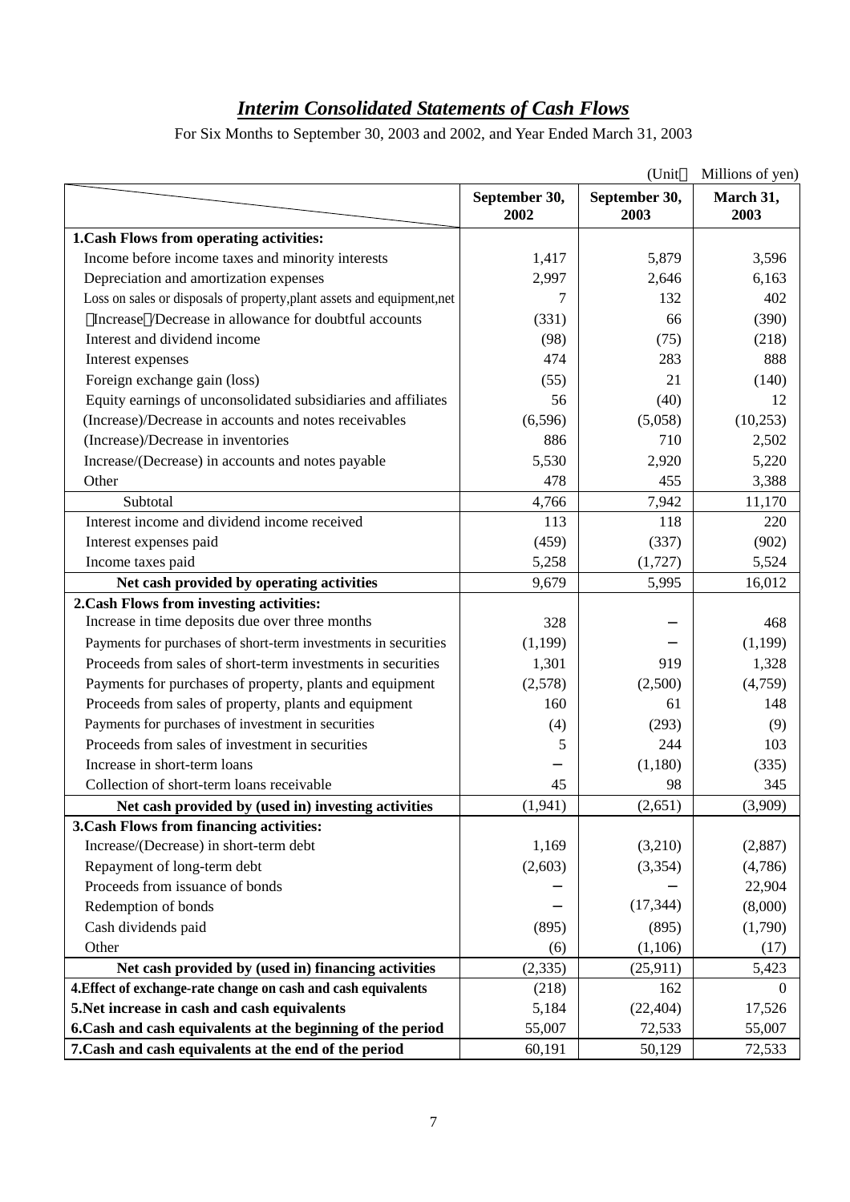# *Interim Consolidated Statements of Cash Flows*

For Six Months to September 30, 2003 and 2002, and Year Ended March 31, 2003

(Unit： Millions of yen)

| | September 30, 2002 | September 30, 2003 | March 31, 2003 |
|---|---|---|---|
| **1.Cash Flows from operating activities:** | | | |
| Income before income taxes and minority interests | 1,417 | 5,879 | 3,596 |
| Depreciation and amortization expenses | 2,997 | 2,646 | 6,163 |
| Loss on sales or disposals of property,plant assets and equipment,net | 7 | 132 | 402 |
| （Increase）/Decrease in allowance for doubtful accounts | (331) | 66 | (390) |
| Interest and dividend income | (98) | (75) | (218) |
| Interest expenses | 474 | 283 | 888 |
| Foreign exchange gain (loss) | (55) | 21 | (140) |
| Equity earnings of unconsolidated subsidiaries and affiliates | 56 | (40) | 12 |
| (Increase)/Decrease in accounts and notes receivables | (6,596) | (5,058) | (10,253) |
| (Increase)/Decrease in inventories | 886 | 710 | 2,502 |
| Increase/(Decrease) in accounts and notes payable | 5,530 | 2,920 | 5,220 |
| Other | 478 | 455 | 3,388 |
| Subtotal | 4,766 | 7,942 | 11,170 |
| Interest income and dividend income received | 113 | 118 | 220 |
| Interest expenses paid | (459) | (337) | (902) |
| Income taxes paid | 5,258 | (1,727) | 5,524 |
| **Net cash provided by operating activities** | 9,679 | 5,995 | 16,012 |
| **2.Cash Flows from investing activities:** | | | |
| Increase in time deposits due over three months | 328 | − | 468 |
| Payments for purchases of short-term investments in securities | (1,199) | − | (1,199) |
| Proceeds from sales of short-term investments in securities | 1,301 | 919 | 1,328 |
| Payments for purchases of property, plants and equipment | (2,578) | (2,500) | (4,759) |
| Proceeds from sales of property, plants and equipment | 160 | 61 | 148 |
| Payments for purchases of investment in securities | (4) | (293) | (9) |
| Proceeds from sales of investment in securities | 5 | 244 | 103 |
| Increase in short-term loans | − | (1,180) | (335) |
| Collection of short-term loans receivable | 45 | 98 | 345 |
| **Net cash provided by (used in) investing activities** | (1,941) | (2,651) | (3,909) |
| **3.Cash Flows from financing activities:** | | | |
| Increase/(Decrease) in short-term debt | 1,169 | (3,210) | (2,887) |
| Repayment of long-term debt | (2,603) | (3,354) | (4,786) |
| Proceeds from issuance of bonds | − | − | 22,904 |
| Redemption of bonds | − | (17,344) | (8,000) |
| Cash dividends paid | (895) | (895) | (1,790) |
| Other | (6) | (1,106) | (17) |
| **Net cash provided by (used in) financing activities** | (2,335) | (25,911) | 5,423 |
| **4.Effect of exchange-rate change on cash and cash equivalents** | (218) | 162 | 0 |
| **5.Net increase in cash and cash equivalents** | 5,184 | (22,404) | 17,526 |
| **6.Cash and cash equivalents at the beginning of the period** | 55,007 | 72,533 | 55,007 |
| **7.Cash and cash equivalents at the end of the period** | 60,191 | 50,129 | 72,533 |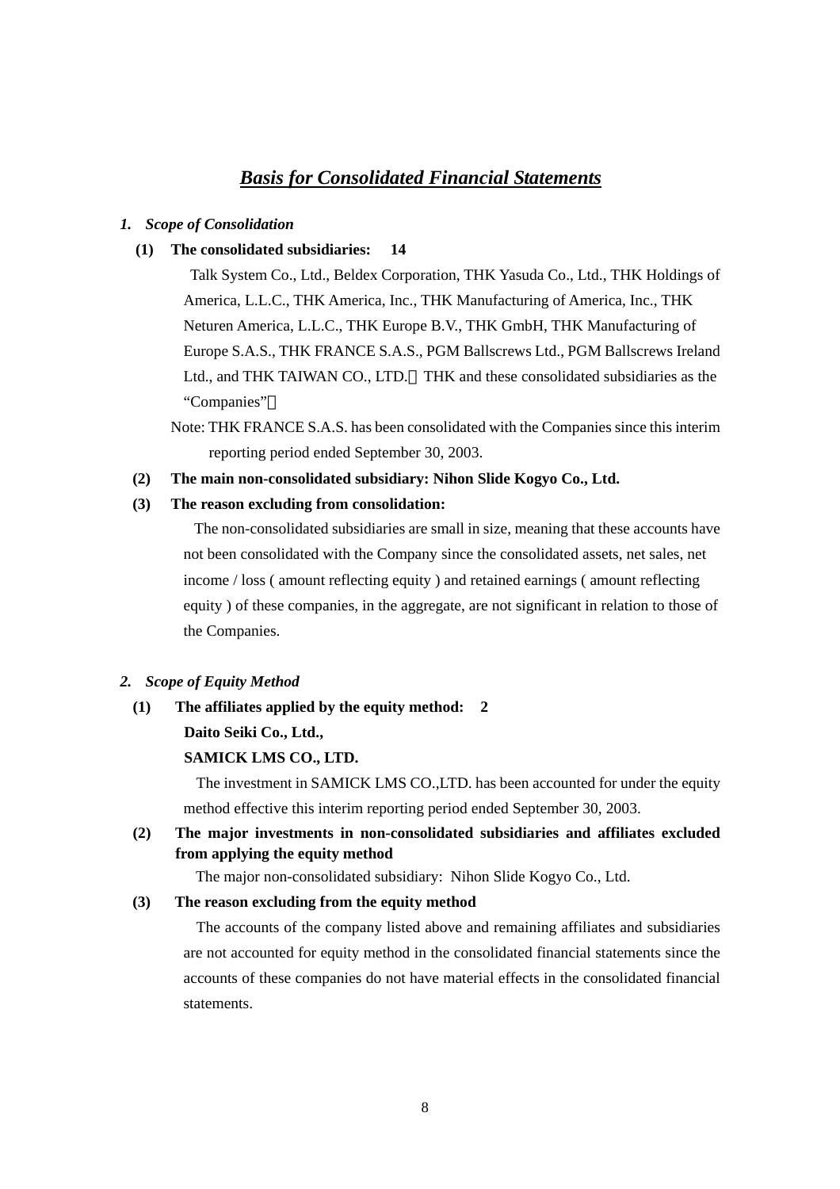# ***Basis for Consolidated Financial Statements***

***1. Scope of Consolidation***

**(1) The consolidated subsidiaries: 14**

Talk System Co., Ltd., Beldex Corporation, THK Yasuda Co., Ltd., THK Holdings of America, L.L.C., THK America, Inc., THK Manufacturing of America, Inc., THK Neturen America, L.L.C., THK Europe B.V., THK GmbH, THK Manufacturing of Europe S.A.S., THK FRANCE S.A.S., PGM Ballscrews Ltd., PGM Ballscrews Ireland Ltd., and THK TAIWAN CO., LTD.（THK and these consolidated subsidiaries as the "Companies"）

Note: THK FRANCE S.A.S. has been consolidated with the Companies since this interim reporting period ended September 30, 2003.

**(2) The main non-consolidated subsidiary: Nihon Slide Kogyo Co., Ltd.**

**(3) The reason excluding from consolidation:**

The non-consolidated subsidiaries are small in size, meaning that these accounts have not been consolidated with the Company since the consolidated assets, net sales, net income / loss ( amount reflecting equity ) and retained earnings ( amount reflecting equity ) of these companies, in the aggregate, are not significant in relation to those of the Companies.

***2. Scope of Equity Method***

**(1) The affiliates applied by the equity method: 2**

**Daito Seiki Co., Ltd.,**

**SAMICK LMS CO., LTD.**

The investment in SAMICK LMS CO.,LTD. has been accounted for under the equity method effective this interim reporting period ended September 30, 2003.

**(2) The major investments in non-consolidated subsidiaries and affiliates excluded from applying the equity method**

The major non-consolidated subsidiary: Nihon Slide Kogyo Co., Ltd.

**(3) The reason excluding from the equity method**

The accounts of the company listed above and remaining affiliates and subsidiaries are not accounted for equity method in the consolidated financial statements since the accounts of these companies do not have material effects in the consolidated financial statements.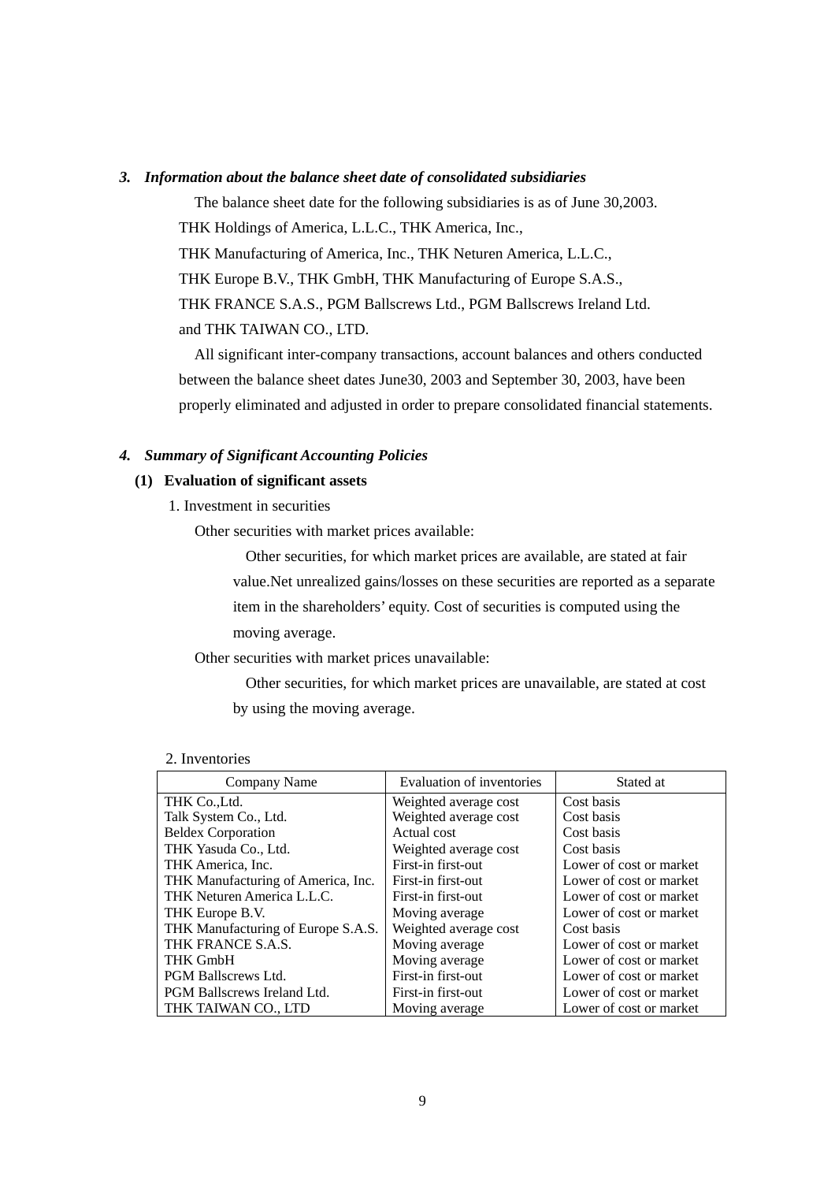### *3. Information about the balance sheet date of consolidated subsidiaries*

The balance sheet date for the following subsidiaries is as of June 30,2003.

THK Holdings of America, L.L.C., THK America, Inc.,
THK Manufacturing of America, Inc., THK Neturen America, L.L.C.,
THK Europe B.V., THK GmbH, THK Manufacturing of Europe S.A.S.,
THK FRANCE S.A.S., PGM Ballscrews Ltd., PGM Ballscrews Ireland Ltd.
and THK TAIWAN CO., LTD.

All significant inter-company transactions, account balances and others conducted between the balance sheet dates June30, 2003 and September 30, 2003, have been properly eliminated and adjusted in order to prepare consolidated financial statements.

### *4. Summary of Significant Accounting Policies*

**(1) Evaluation of significant assets**

1. Investment in securities

Other securities with market prices available:

Other securities, for which market prices are available, are stated at fair value.Net unrealized gains/losses on these securities are reported as a separate item in the shareholders' equity. Cost of securities is computed using the moving average.

Other securities with market prices unavailable:

Other securities, for which market prices are unavailable, are stated at cost by using the moving average.

2. Inventories

| Company Name | Evaluation of inventories | Stated at |
|---|---|---|
| THK Co.,Ltd. | Weighted average cost | Cost basis |
| Talk System Co., Ltd. | Weighted average cost | Cost basis |
| Beldex Corporation | Actual cost | Cost basis |
| THK Yasuda Co., Ltd. | Weighted average cost | Cost basis |
| THK America, Inc. | First-in first-out | Lower of cost or market |
| THK Manufacturing of America, Inc. | First-in first-out | Lower of cost or market |
| THK Neturen America L.L.C. | First-in first-out | Lower of cost or market |
| THK Europe B.V. | Moving average | Lower of cost or market |
| THK Manufacturing of Europe S.A.S. | Weighted average cost | Cost basis |
| THK FRANCE S.A.S. | Moving average | Lower of cost or market |
| THK GmbH | Moving average | Lower of cost or market |
| PGM Ballscrews Ltd. | First-in first-out | Lower of cost or market |
| PGM Ballscrews Ireland Ltd. | First-in first-out | Lower of cost or market |
| THK TAIWAN CO., LTD | Moving average | Lower of cost or market |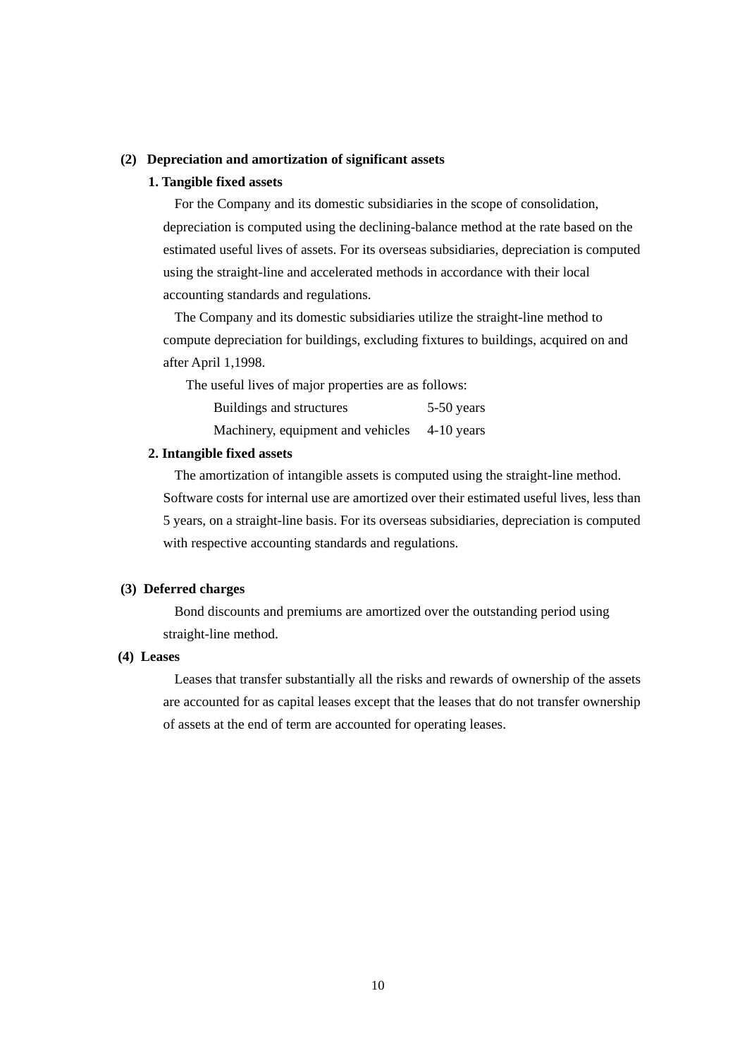**(2) Depreciation and amortization of significant assets**

**1. Tangible fixed assets**

For the Company and its domestic subsidiaries in the scope of consolidation, depreciation is computed using the declining-balance method at the rate based on the estimated useful lives of assets. For its overseas subsidiaries, depreciation is computed using the straight-line and accelerated methods in accordance with their local accounting standards and regulations.

The Company and its domestic subsidiaries utilize the straight-line method to compute depreciation for buildings, excluding fixtures to buildings, acquired on and after April 1,1998.

The useful lives of major properties are as follows:

| | |
|---|---|
| Buildings and structures | 5-50 years |
| Machinery, equipment and vehicles | 4-10 years |

**2. Intangible fixed assets**

The amortization of intangible assets is computed using the straight-line method. Software costs for internal use are amortized over their estimated useful lives, less than 5 years, on a straight-line basis. For its overseas subsidiaries, depreciation is computed with respective accounting standards and regulations.

**(3) Deferred charges**

Bond discounts and premiums are amortized over the outstanding period using straight-line method.

**(4) Leases**

Leases that transfer substantially all the risks and rewards of ownership of the assets are accounted for as capital leases except that the leases that do not transfer ownership of assets at the end of term are accounted for operating leases.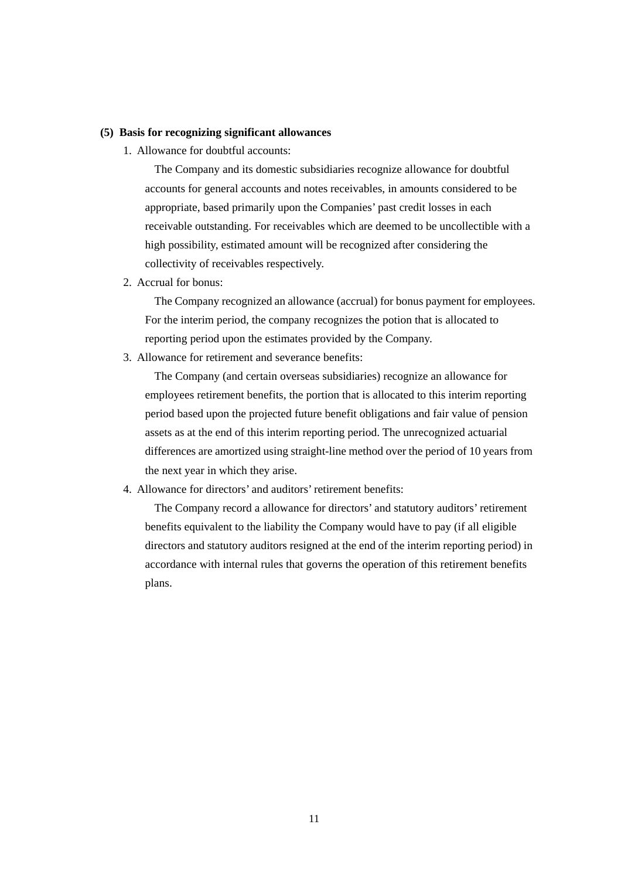**(5) Basis for recognizing significant allowances**

1. Allowance for doubtful accounts:

   The Company and its domestic subsidiaries recognize allowance for doubtful accounts for general accounts and notes receivables, in amounts considered to be appropriate, based primarily upon the Companies' past credit losses in each receivable outstanding. For receivables which are deemed to be uncollectible with a high possibility, estimated amount will be recognized after considering the collectivity of receivables respectively.

2. Accrual for bonus:

   The Company recognized an allowance (accrual) for bonus payment for employees. For the interim period, the company recognizes the potion that is allocated to reporting period upon the estimates provided by the Company.

3. Allowance for retirement and severance benefits:

   The Company (and certain overseas subsidiaries) recognize an allowance for employees retirement benefits, the portion that is allocated to this interim reporting period based upon the projected future benefit obligations and fair value of pension assets as at the end of this interim reporting period. The unrecognized actuarial differences are amortized using straight-line method over the period of 10 years from the next year in which they arise.

4. Allowance for directors' and auditors' retirement benefits:

   The Company record a allowance for directors' and statutory auditors' retirement benefits equivalent to the liability the Company would have to pay (if all eligible directors and statutory auditors resigned at the end of the interim reporting period) in accordance with internal rules that governs the operation of this retirement benefits plans.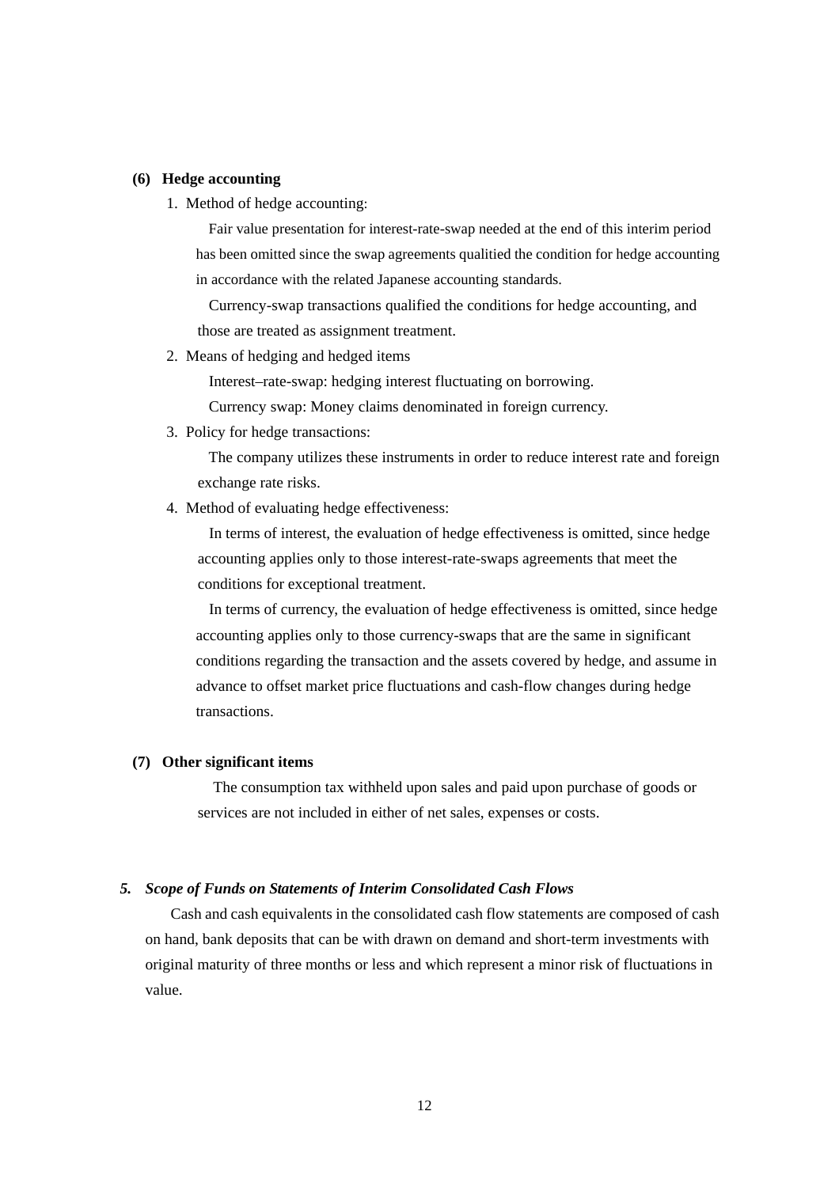**(6) Hedge accounting**

1. Method of hedge accounting:

   Fair value presentation for interest-rate-swap needed at the end of this interim period has been omitted since the swap agreements qualitied the condition for hedge accounting in accordance with the related Japanese accounting standards.

   Currency-swap transactions qualified the conditions for hedge accounting, and those are treated as assignment treatment.

2. Means of hedging and hedged items

   Interest–rate-swap: hedging interest fluctuating on borrowing.

   Currency swap: Money claims denominated in foreign currency.

3. Policy for hedge transactions:

   The company utilizes these instruments in order to reduce interest rate and foreign exchange rate risks.

4. Method of evaluating hedge effectiveness:

   In terms of interest, the evaluation of hedge effectiveness is omitted, since hedge accounting applies only to those interest-rate-swaps agreements that meet the conditions for exceptional treatment.

   In terms of currency, the evaluation of hedge effectiveness is omitted, since hedge accounting applies only to those currency-swaps that are the same in significant conditions regarding the transaction and the assets covered by hedge, and assume in advance to offset market price fluctuations and cash-flow changes during hedge transactions.

**(7) Other significant items**

The consumption tax withheld upon sales and paid upon purchase of goods or services are not included in either of net sales, expenses or costs.

***5. Scope of Funds on Statements of Interim Consolidated Cash Flows***

Cash and cash equivalents in the consolidated cash flow statements are composed of cash on hand, bank deposits that can be with drawn on demand and short-term investments with original maturity of three months or less and which represent a minor risk of fluctuations in value.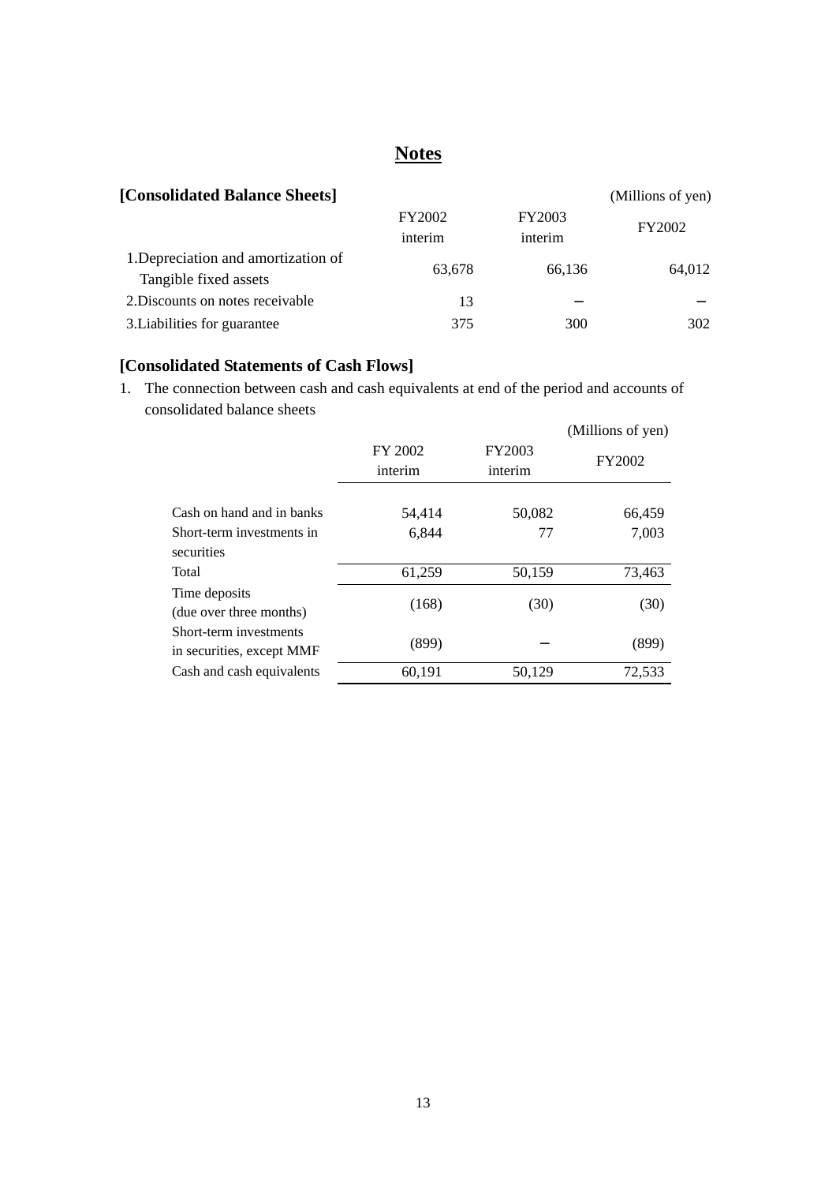# Notes

**[Consolidated Balance Sheets]**

(Millions of yen)

| | FY2002 interim | FY2003 interim | FY2002 |
|---|---|---|---|
| 1.Depreciation and amortization of Tangible fixed assets | 63,678 | 66,136 | 64,012 |
| 2.Discounts on notes receivable | 13 | − | − |
| 3.Liabilities for guarantee | 375 | 300 | 302 |

**[Consolidated Statements of Cash Flows]**

1. The connection between cash and cash equivalents at end of the period and accounts of consolidated balance sheets

(Millions of yen)

| | FY 2002 interim | FY2003 interim | FY2002 |
|---|---|---|---|
| Cash on hand and in banks | 54,414 | 50,082 | 66,459 |
| Short-term investments in securities | 6,844 | 77 | 7,003 |
| Total | 61,259 | 50,159 | 73,463 |
| Time deposits (due over three months) | (168) | (30) | (30) |
| Short-term investments in securities, except MMF | (899) | − | (899) |
| Cash and cash equivalents | 60,191 | 50,129 | 72,533 |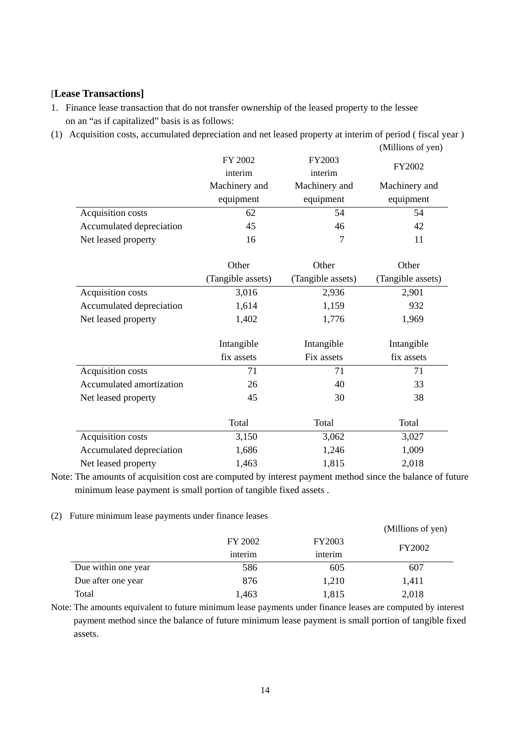## [Lease Transactions]

1. Finance lease transaction that do not transfer ownership of the leased property to the lessee on an "as if capitalized" basis is as follows:

(1) Acquisition costs, accumulated depreciation and net leased property at interim of period ( fiscal year )

(Millions of yen)

| | FY 2002 interim | FY2003 interim | FY2002 |
|---|---|---|---|
| | Machinery and equipment | Machinery and equipment | Machinery and equipment |
| Acquisition costs | 62 | 54 | 54 |
| Accumulated depreciation | 45 | 46 | 42 |
| Net leased property | 16 | 7 | 11 |
| | Other (Tangible assets) | Other (Tangible assets) | Other (Tangible assets) |
| Acquisition costs | 3,016 | 2,936 | 2,901 |
| Accumulated depreciation | 1,614 | 1,159 | 932 |
| Net leased property | 1,402 | 1,776 | 1,969 |
| | Intangible fix assets | Intangible Fix assets | Intangible fix assets |
| Acquisition costs | 71 | 71 | 71 |
| Accumulated amortization | 26 | 40 | 33 |
| Net leased property | 45 | 30 | 38 |
| | Total | Total | Total |
| Acquisition costs | 3,150 | 3,062 | 3,027 |
| Accumulated depreciation | 1,686 | 1,246 | 1,009 |
| Net leased property | 1,463 | 1,815 | 2,018 |

Note: The amounts of acquisition cost are computed by interest payment method since the balance of future minimum lease payment is small portion of tangible fixed assets .

(2) Future minimum lease payments under finance leases

(Millions of yen)

| | FY 2002 interim | FY2003 interim | FY2002 |
|---|---|---|---|
| Due within one year | 586 | 605 | 607 |
| Due after one year | 876 | 1,210 | 1,411 |
| Total | 1,463 | 1,815 | 2,018 |

Note: The amounts equivalent to future minimum lease payments under finance leases are computed by interest payment method since the balance of future minimum lease payment is small portion of tangible fixed assets.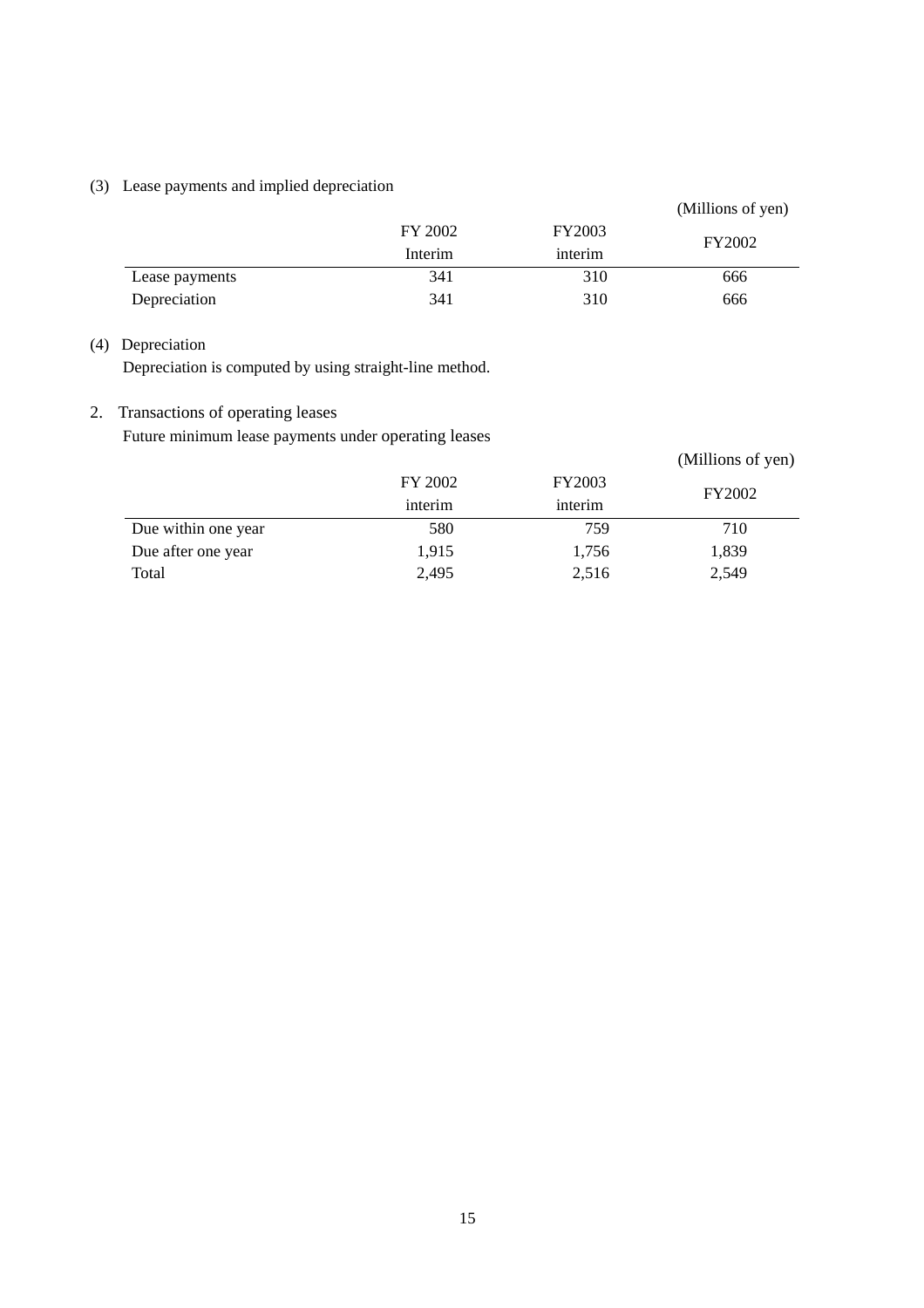(3) Lease payments and implied depreciation

(Millions of yen)

| | FY 2002 Interim | FY2003 interim | FY2002 |
|---|---|---|---|
| Lease payments | 341 | 310 | 666 |
| Depreciation | 341 | 310 | 666 |

(4) Depreciation

Depreciation is computed by using straight-line method.

2. Transactions of operating leases

Future minimum lease payments under operating leases

(Millions of yen)

| | FY 2002 interim | FY2003 interim | FY2002 |
|---|---|---|---|
| Due within one year | 580 | 759 | 710 |
| Due after one year | 1,915 | 1,756 | 1,839 |
| Total | 2,495 | 2,516 | 2,549 |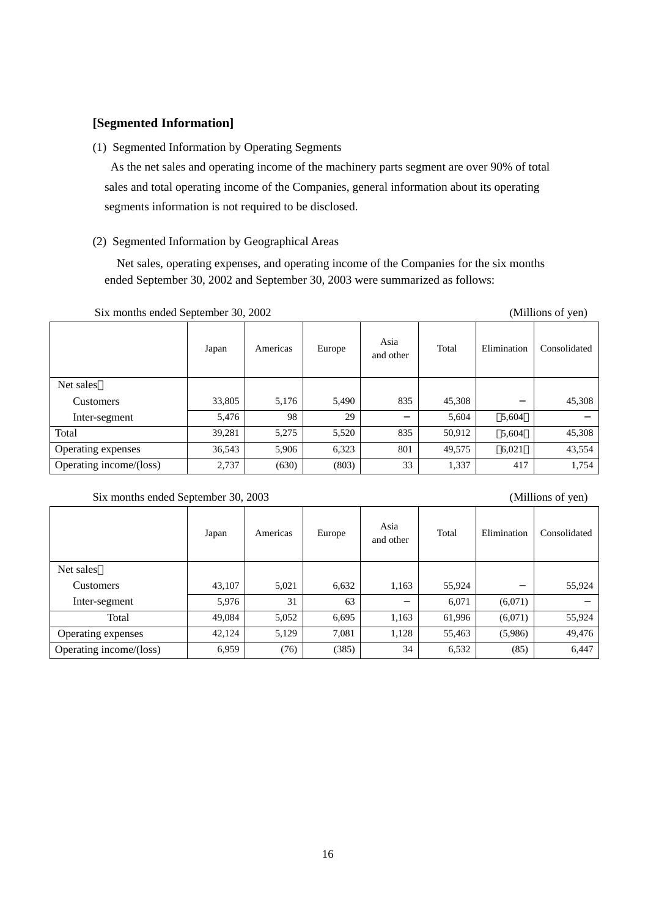## [Segmented Information]

(1) Segmented Information by Operating Segments

As the net sales and operating income of the machinery parts segment are over 90% of total sales and total operating income of the Companies, general information about its operating segments information is not required to be disclosed.

(2) Segmented Information by Geographical Areas

Net sales, operating expenses, and operating income of the Companies for the six months ended September 30, 2002 and September 30, 2003 were summarized as follows:

Six months ended September 30, 2002 (Millions of yen)

| | Japan | Americas | Europe | Asia and other | Total | Elimination | Consolidated |
|---|---|---|---|---|---|---|---|
| Net sales： | | | | | | | |
| Customers | 33,805 | 5,176 | 5,490 | 835 | 45,308 | － | 45,308 |
| Inter-segment | 5,476 | 98 | 29 | － | 5,604 | (5,604) | － |
| Total | 39,281 | 5,275 | 5,520 | 835 | 50,912 | (5,604) | 45,308 |
| Operating expenses | 36,543 | 5,906 | 6,323 | 801 | 49,575 | (6,021) | 43,554 |
| Operating income/(loss) | 2,737 | (630) | (803) | 33 | 1,337 | 417 | 1,754 |

Six months ended September 30, 2003 (Millions of yen)

| | Japan | Americas | Europe | Asia and other | Total | Elimination | Consolidated |
|---|---|---|---|---|---|---|---|
| Net sales： | | | | | | | |
| Customers | 43,107 | 5,021 | 6,632 | 1,163 | 55,924 | － | 55,924 |
| Inter-segment | 5,976 | 31 | 63 | － | 6,071 | (6,071) | － |
| Total | 49,084 | 5,052 | 6,695 | 1,163 | 61,996 | (6,071) | 55,924 |
| Operating expenses | 42,124 | 5,129 | 7,081 | 1,128 | 55,463 | (5,986) | 49,476 |
| Operating income/(loss) | 6,959 | (76) | (385) | 34 | 6,532 | (85) | 6,447 |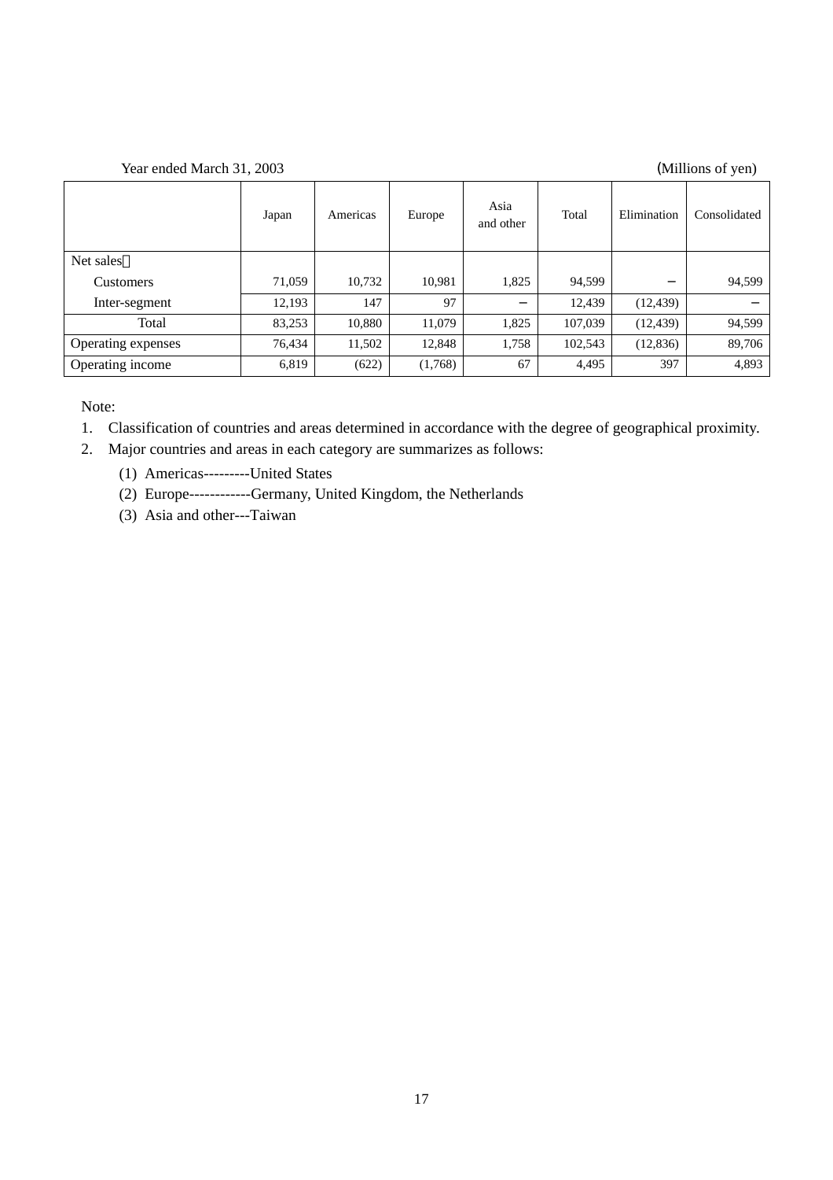Year ended March 31, 2003 (Millions of yen)

| | Japan | Americas | Europe | Asia and other | Total | Elimination | Consolidated |
|---|---|---|---|---|---|---|---|
| Net sales： | | | | | | | |
| Customers | 71,059 | 10,732 | 10,981 | 1,825 | 94,599 | − | 94,599 |
| Inter-segment | 12,193 | 147 | 97 | − | 12,439 | (12,439) | − |
| Total | 83,253 | 10,880 | 11,079 | 1,825 | 107,039 | (12,439) | 94,599 |
| Operating expenses | 76,434 | 11,502 | 12,848 | 1,758 | 102,543 | (12,836) | 89,706 |
| Operating income | 6,819 | (622) | (1,768) | 67 | 4,495 | 397 | 4,893 |

Note:

1. Classification of countries and areas determined in accordance with the degree of geographical proximity.
2. Major countries and areas in each category are summarizes as follows:
   (1) Americas---------United States
   (2) Europe------------Germany, United Kingdom, the Netherlands
   (3) Asia and other---Taiwan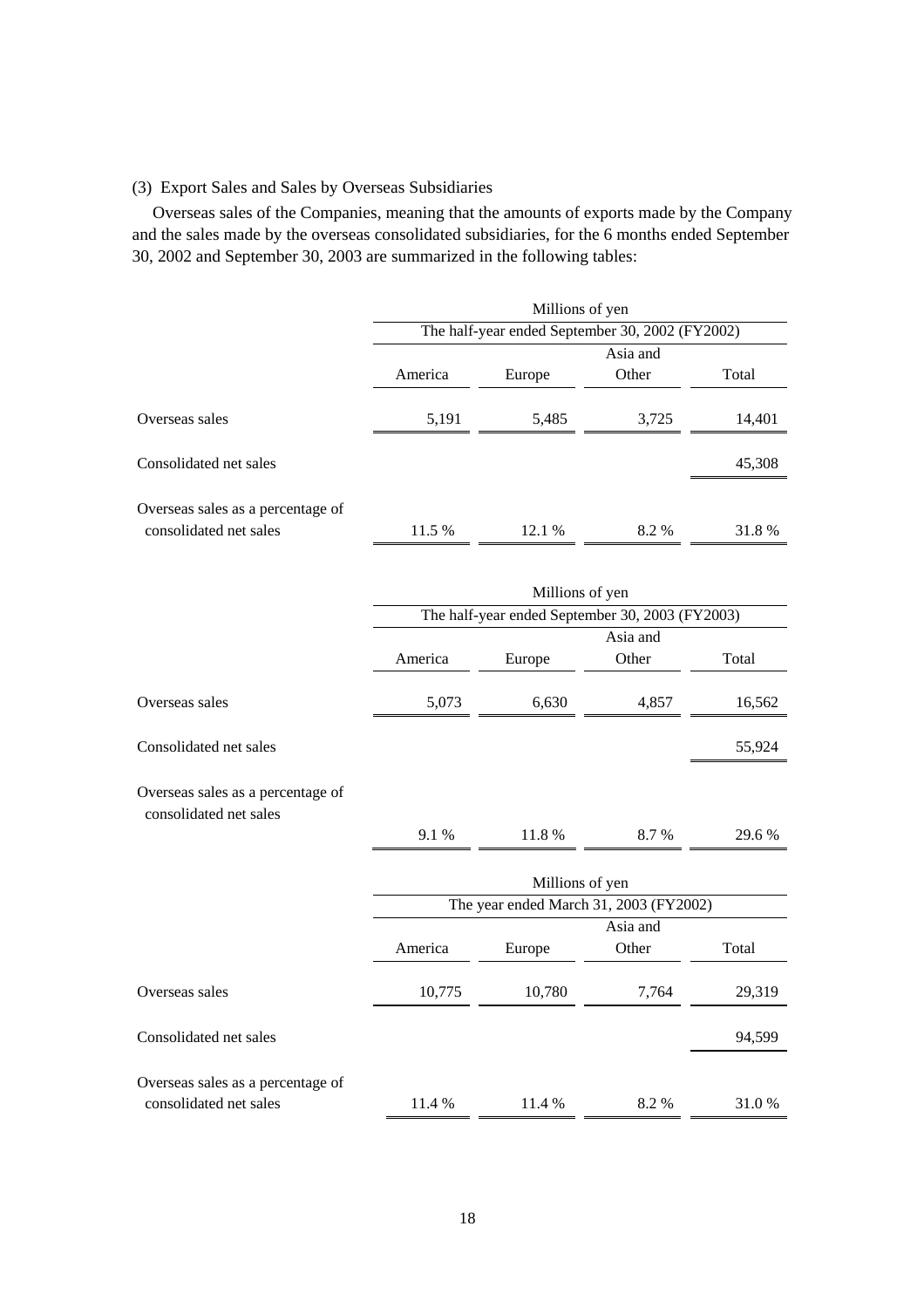### (3) Export Sales and Sales by Overseas Subsidiaries

Overseas sales of the Companies, meaning that the amounts of exports made by the Company and the sales made by the overseas consolidated subsidiaries, for the 6 months ended September 30, 2002 and September 30, 2003 are summarized in the following tables:

| | Millions of yen | | | |
|---|---|---|---|---|
| | The half-year ended September 30, 2002 (FY2002) | | | |
| | America | Europe | Asia and Other | Total |
| Overseas sales | 5,191 | 5,485 | 3,725 | 14,401 |
| Consolidated net sales | | | | 45,308 |
| Overseas sales as a percentage of consolidated net sales | 11.5 % | 12.1 % | 8.2 % | 31.8 % |

| | Millions of yen | | | |
|---|---|---|---|---|
| | The half-year ended September 30, 2003 (FY2003) | | | |
| | America | Europe | Asia and Other | Total |
| Overseas sales | 5,073 | 6,630 | 4,857 | 16,562 |
| Consolidated net sales | | | | 55,924 |
| Overseas sales as a percentage of consolidated net sales | 9.1 % | 11.8 % | 8.7 % | 29.6 % |

| | Millions of yen | | | |
|---|---|---|---|---|
| | The year ended March 31, 2003 (FY2002) | | | |
| | America | Europe | Asia and Other | Total |
| Overseas sales | 10,775 | 10,780 | 7,764 | 29,319 |
| Consolidated net sales | | | | 94,599 |
| Overseas sales as a percentage of consolidated net sales | 11.4 % | 11.4 % | 8.2 % | 31.0 % |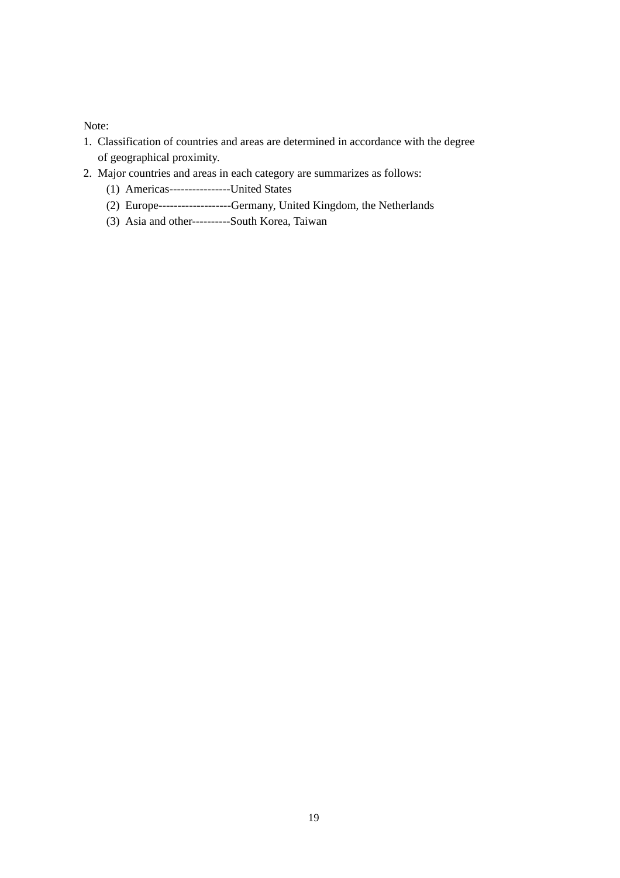Note:

1. Classification of countries and areas are determined in accordance with the degree of geographical proximity.
2. Major countries and areas in each category are summarizes as follows:
   (1) Americas----------------United States
   (2) Europe-------------------Germany, United Kingdom, the Netherlands
   (3) Asia and other----------South Korea, Taiwan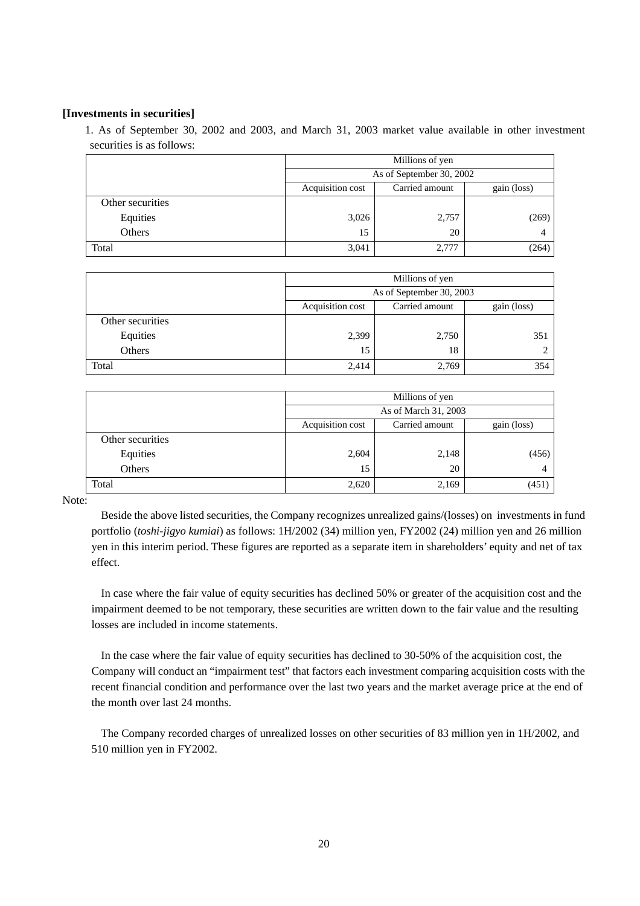**[Investments in securities]**

1. As of September 30, 2002 and 2003, and March 31, 2003 market value available in other investment securities is as follows:

| | Millions of yen | | |
|---|---|---|---|
| | As of September 30, 2002 | | |
| | Acquisition cost | Carried amount | gain (loss) |
| Other securities | | | |
| Equities | 3,026 | 2,757 | (269) |
| Others | 15 | 20 | 4 |
| Total | 3,041 | 2,777 | (264) |

| | Millions of yen | | |
|---|---|---|---|
| | As of September 30, 2003 | | |
| | Acquisition cost | Carried amount | gain (loss) |
| Other securities | | | |
| Equities | 2,399 | 2,750 | 351 |
| Others | 15 | 18 | 2 |
| Total | 2,414 | 2,769 | 354 |

| | Millions of yen | | |
|---|---|---|---|
| | As of March 31, 2003 | | |
| | Acquisition cost | Carried amount | gain (loss) |
| Other securities | | | |
| Equities | 2,604 | 2,148 | (456) |
| Others | 15 | 20 | 4 |
| Total | 2,620 | 2,169 | (451) |

Note:

Beside the above listed securities, the Company recognizes unrealized gains/(losses) on investments in fund portfolio (*toshi-jigyo kumiai*) as follows: 1H/2002 (34) million yen, FY2002 (24) million yen and 26 million yen in this interim period. These figures are reported as a separate item in shareholders' equity and net of tax effect.

In case where the fair value of equity securities has declined 50% or greater of the acquisition cost and the impairment deemed to be not temporary, these securities are written down to the fair value and the resulting losses are included in income statements.

In the case where the fair value of equity securities has declined to 30-50% of the acquisition cost, the Company will conduct an "impairment test" that factors each investment comparing acquisition costs with the recent financial condition and performance over the last two years and the market average price at the end of the month over last 24 months.

The Company recorded charges of unrealized losses on other securities of 83 million yen in 1H/2002, and 510 million yen in FY2002.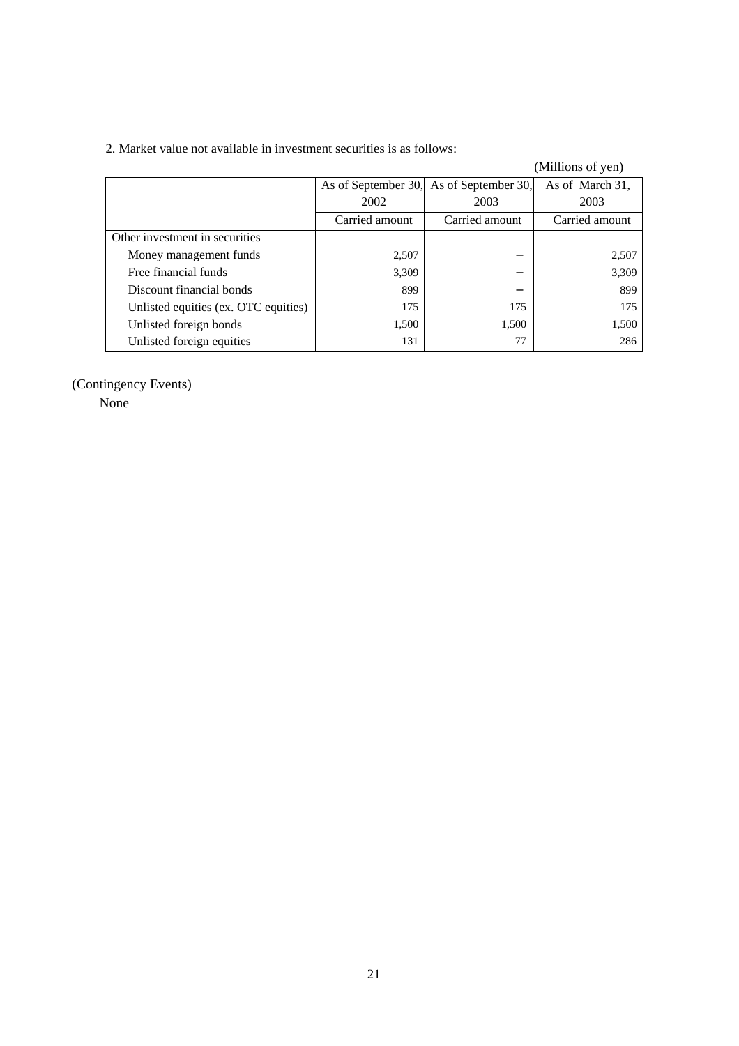2. Market value not available in investment securities is as follows:

(Millions of yen)

| | As of September 30, 2002 | As of September 30, 2003 | As of March 31, 2003 |
|---|---|---|---|
| | Carried amount | Carried amount | Carried amount |
| Other investment in securities | | | |
| Money management funds | 2,507 | − | 2,507 |
| Free financial funds | 3,309 | − | 3,309 |
| Discount financial bonds | 899 | − | 899 |
| Unlisted equities (ex. OTC equities) | 175 | 175 | 175 |
| Unlisted foreign bonds | 1,500 | 1,500 | 1,500 |
| Unlisted foreign equities | 131 | 77 | 286 |

(Contingency Events)

None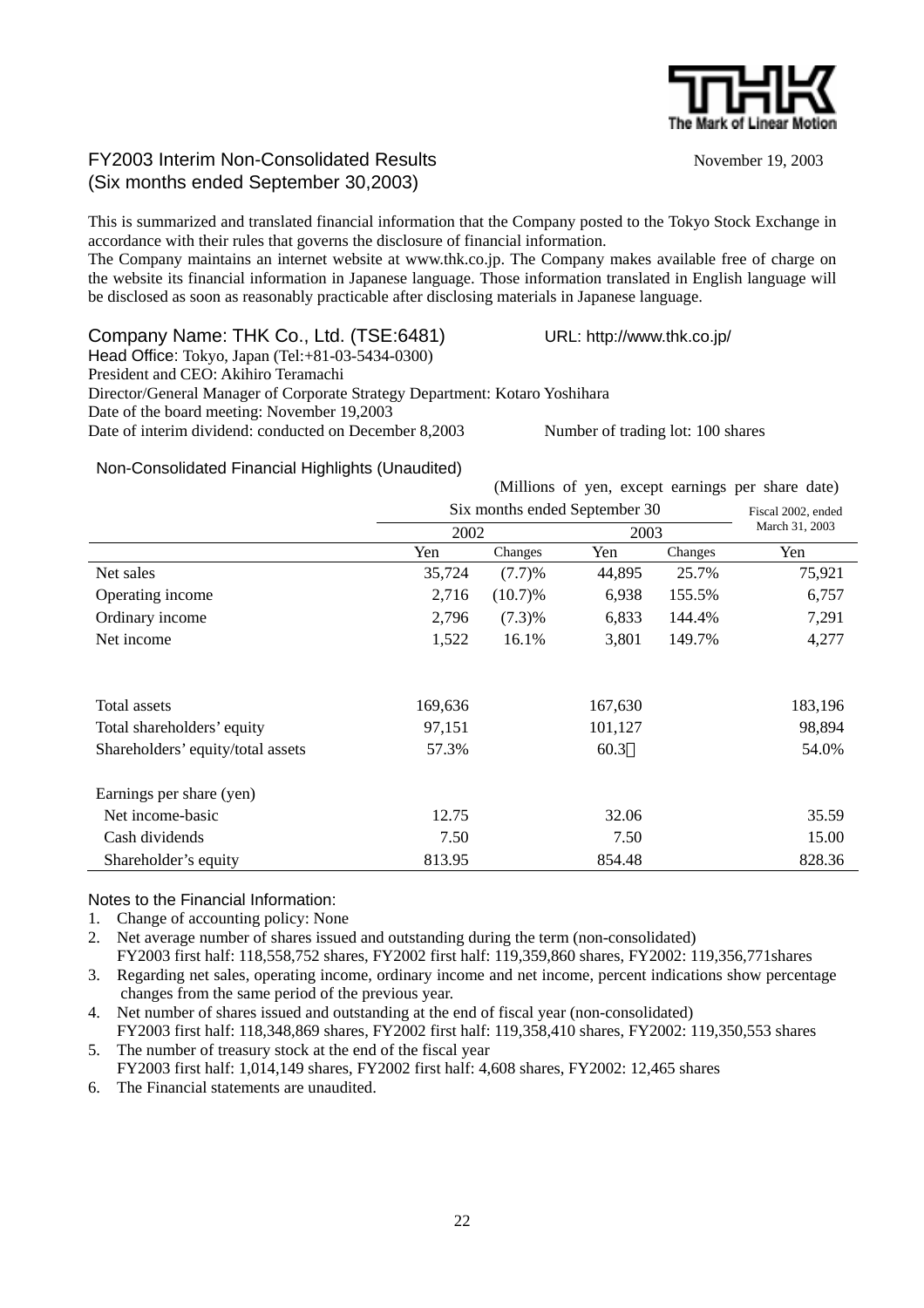# FY2003 Interim Non-Consolidated Results
## (Six months ended September 30,2003)

November 19, 2003

This is summarized and translated financial information that the Company posted to the Tokyo Stock Exchange in accordance with their rules that governs the disclosure of financial information.
The Company maintains an internet website at www.thk.co.jp. The Company makes available free of charge on the website its financial information in Japanese language. Those information translated in English language will be disclosed as soon as reasonably practicable after disclosing materials in Japanese language.

Company Name: THK Co., Ltd. (TSE:6481) URL: http://www.thk.co.jp/
Head Office: Tokyo, Japan (Tel:+81-03-5434-0300)
President and CEO: Akihiro Teramachi
Director/General Manager of Corporate Strategy Department: Kotaro Yoshihara
Date of the board meeting: November 19,2003
Date of interim dividend: conducted on December 8,2003 Number of trading lot: 100 shares

### Non-Consolidated Financial Highlights (Unaudited)

(Millions of yen, except earnings per share date)

| | Six months ended September 30 | | | | Fiscal 2002, ended March 31, 2003 |
|---|---|---|---|---|---|
| | 2002 | | 2003 | | |
| | Yen | Changes | Yen | Changes | Yen |
| Net sales | 35,724 | (7.7)% | 44,895 | 25.7% | 75,921 |
| Operating income | 2,716 | (10.7)% | 6,938 | 155.5% | 6,757 |
| Ordinary income | 2,796 | (7.3)% | 6,833 | 144.4% | 7,291 |
| Net income | 1,522 | 16.1% | 3,801 | 149.7% | 4,277 |
| | | | | | |
| Total assets | 169,636 | | 167,630 | | 183,196 |
| Total shareholders' equity | 97,151 | | 101,127 | | 98,894 |
| Shareholders' equity/total assets | 57.3% | | 60.3% | | 54.0% |
| | | | | | |
| Earnings per share (yen) | | | | | |
| Net income-basic | 12.75 | | 32.06 | | 35.59 |
| Cash dividends | 7.50 | | 7.50 | | 15.00 |
| Shareholder's equity | 813.95 | | 854.48 | | 828.36 |

### Notes to the Financial Information:

1. Change of accounting policy: None
2. Net average number of shares issued and outstanding during the term (non-consolidated)
   FY2003 first half: 118,558,752 shares, FY2002 first half: 119,359,860 shares, FY2002: 119,356,771shares
3. Regarding net sales, operating income, ordinary income and net income, percent indications show percentage changes from the same period of the previous year.
4. Net number of shares issued and outstanding at the end of fiscal year (non-consolidated)
   FY2003 first half: 118,348,869 shares, FY2002 first half: 119,358,410 shares, FY2002: 119,350,553 shares
5. The number of treasury stock at the end of the fiscal year
   FY2003 first half: 1,014,149 shares, FY2002 first half: 4,608 shares, FY2002: 12,465 shares
6. The Financial statements are unaudited.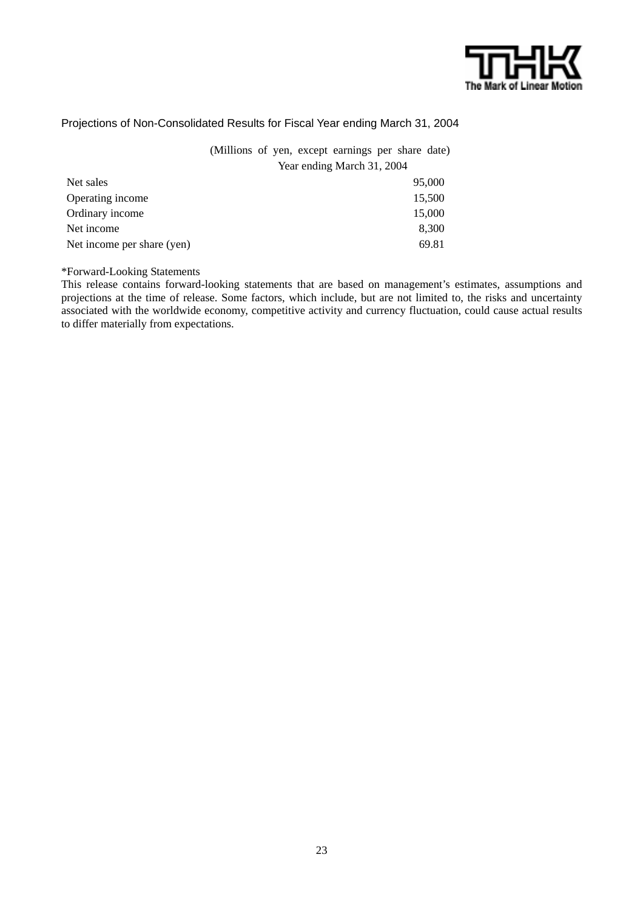## Projections of Non-Consolidated Results for Fiscal Year ending March 31, 2004

(Millions of yen, except earnings per share date)

| | Year ending March 31, 2004 |
|---|---|
| Net sales | 95,000 |
| Operating income | 15,500 |
| Ordinary income | 15,000 |
| Net income | 8,300 |
| Net income per share (yen) | 69.81 |

*Forward-Looking Statements

This release contains forward-looking statements that are based on management's estimates, assumptions and projections at the time of release. Some factors, which include, but are not limited to, the risks and uncertainty associated with the worldwide economy, competitive activity and currency fluctuation, could cause actual results to differ materially from expectations.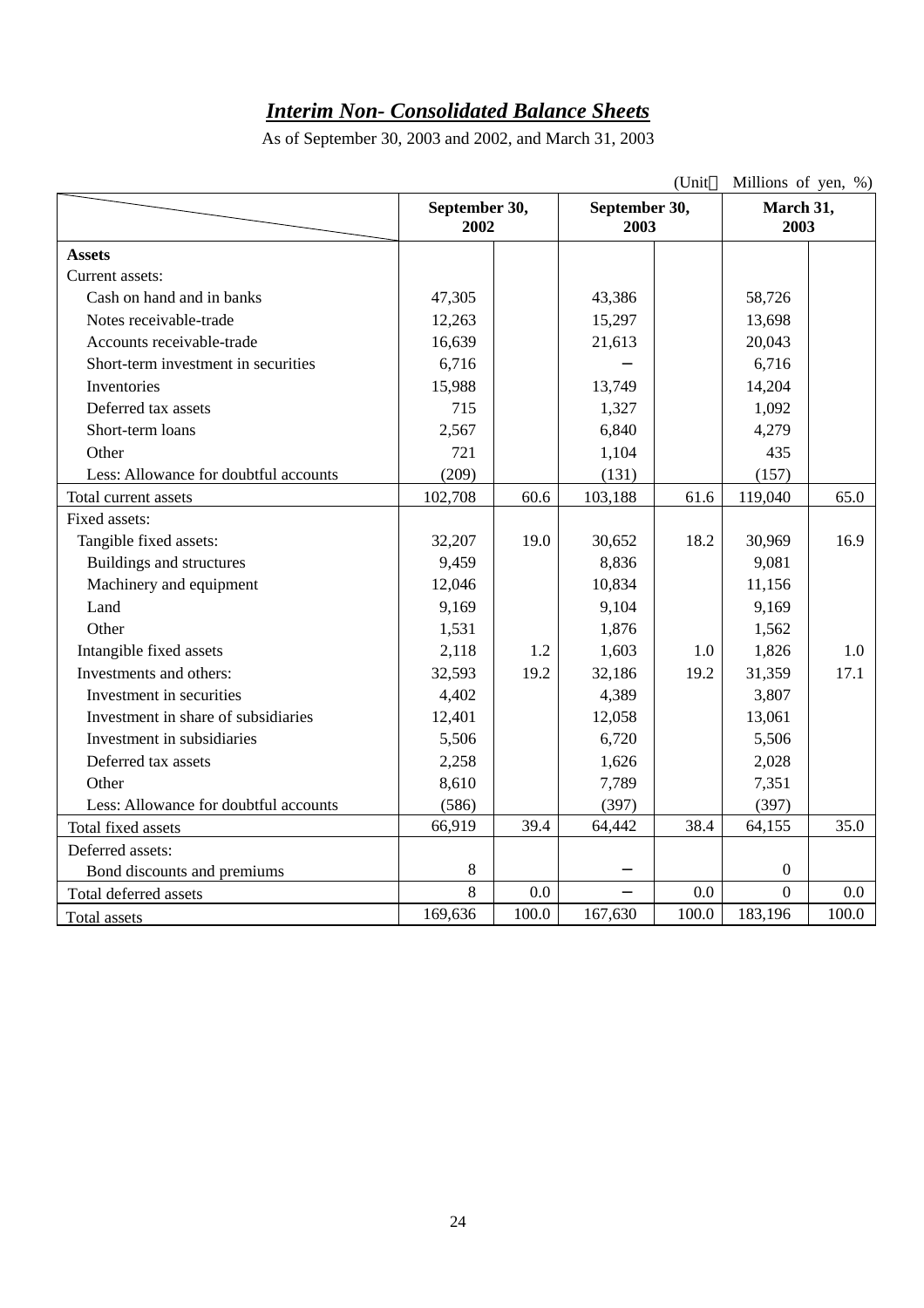# *Interim Non- Consolidated Balance Sheets*

As of September 30, 2003 and 2002, and March 31, 2003

(Unit： Millions of yen, %)

| | September 30, 2002 | | September 30, 2003 | | March 31, 2003 | |
|---|---|---|---|---|---|---|
| **Assets** | | | | | | |
| Current assets: | | | | | | |
| Cash on hand and in banks | 47,305 | | 43,386 | | 58,726 | |
| Notes receivable-trade | 12,263 | | 15,297 | | 13,698 | |
| Accounts receivable-trade | 16,639 | | 21,613 | | 20,043 | |
| Short-term investment in securities | 6,716 | | – | | 6,716 | |
| Inventories | 15,988 | | 13,749 | | 14,204 | |
| Deferred tax assets | 715 | | 1,327 | | 1,092 | |
| Short-term loans | 2,567 | | 6,840 | | 4,279 | |
| Other | 721 | | 1,104 | | 435 | |
| Less: Allowance for doubtful accounts | (209) | | (131) | | (157) | |
| Total current assets | 102,708 | 60.6 | 103,188 | 61.6 | 119,040 | 65.0 |
| Fixed assets: | | | | | | |
| Tangible fixed assets: | 32,207 | 19.0 | 30,652 | 18.2 | 30,969 | 16.9 |
| Buildings and structures | 9,459 | | 8,836 | | 9,081 | |
| Machinery and equipment | 12,046 | | 10,834 | | 11,156 | |
| Land | 9,169 | | 9,104 | | 9,169 | |
| Other | 1,531 | | 1,876 | | 1,562 | |
| Intangible fixed assets | 2,118 | 1.2 | 1,603 | 1.0 | 1,826 | 1.0 |
| Investments and others: | 32,593 | 19.2 | 32,186 | 19.2 | 31,359 | 17.1 |
| Investment in securities | 4,402 | | 4,389 | | 3,807 | |
| Investment in share of subsidiaries | 12,401 | | 12,058 | | 13,061 | |
| Investment in subsidiaries | 5,506 | | 6,720 | | 5,506 | |
| Deferred tax assets | 2,258 | | 1,626 | | 2,028 | |
| Other | 8,610 | | 7,789 | | 7,351 | |
| Less: Allowance for doubtful accounts | (586) | | (397) | | (397) | |
| Total fixed assets | 66,919 | 39.4 | 64,442 | 38.4 | 64,155 | 35.0 |
| Deferred assets: | | | | | | |
| Bond discounts and premiums | 8 | | – | | 0 | |
| Total deferred assets | 8 | 0.0 | – | 0.0 | 0 | 0.0 |
| Total assets | 169,636 | 100.0 | 167,630 | 100.0 | 183,196 | 100.0 |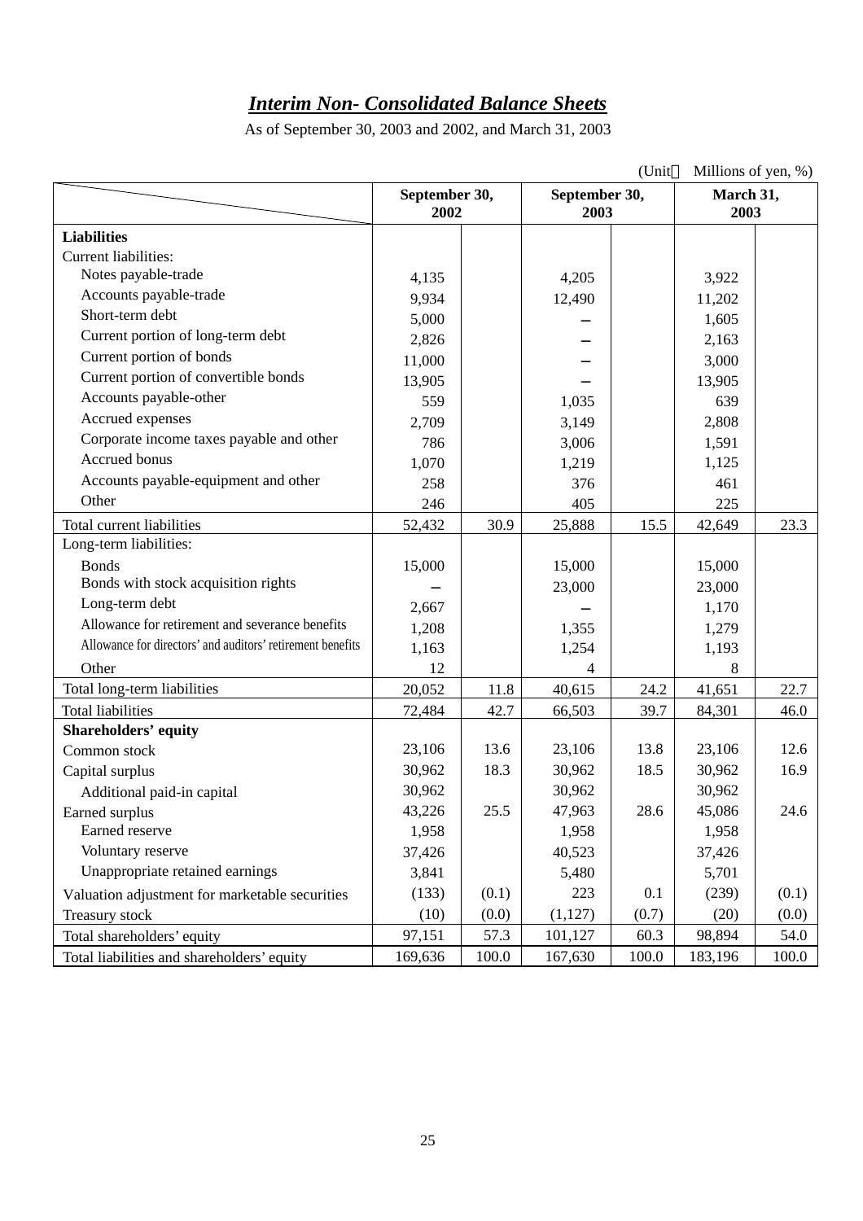# *Interim Non- Consolidated Balance Sheets*

As of September 30, 2003 and 2002, and March 31, 2003

(Unit： Millions of yen, %)

| | September 30, 2002 | | September 30, 2003 | | March 31, 2003 | |
|---|---|---|---|---|---|---|
| **Liabilities** | | | | | | |
| Current liabilities: | | | | | | |
| Notes payable-trade | 4,135 | | 4,205 | | 3,922 | |
| Accounts payable-trade | 9,934 | | 12,490 | | 11,202 | |
| Short-term debt | 5,000 | | – | | 1,605 | |
| Current portion of long-term debt | 2,826 | | – | | 2,163 | |
| Current portion of bonds | 11,000 | | – | | 3,000 | |
| Current portion of convertible bonds | 13,905 | | – | | 13,905 | |
| Accounts payable-other | 559 | | 1,035 | | 639 | |
| Accrued expenses | 2,709 | | 3,149 | | 2,808 | |
| Corporate income taxes payable and other | 786 | | 3,006 | | 1,591 | |
| Accrued bonus | 1,070 | | 1,219 | | 1,125 | |
| Accounts payable-equipment and other | 258 | | 376 | | 461 | |
| Other | 246 | | 405 | | 225 | |
| Total current liabilities | 52,432 | 30.9 | 25,888 | 15.5 | 42,649 | 23.3 |
| Long-term liabilities: | | | | | | |
| Bonds | 15,000 | | 15,000 | | 15,000 | |
| Bonds with stock acquisition rights | – | | 23,000 | | 23,000 | |
| Long-term debt | 2,667 | | – | | 1,170 | |
| Allowance for retirement and severance benefits | 1,208 | | 1,355 | | 1,279 | |
| Allowance for directors' and auditors' retirement benefits | 1,163 | | 1,254 | | 1,193 | |
| Other | 12 | | 4 | | 8 | |
| Total long-term liabilities | 20,052 | 11.8 | 40,615 | 24.2 | 41,651 | 22.7 |
| Total liabilities | 72,484 | 42.7 | 66,503 | 39.7 | 84,301 | 46.0 |
| **Shareholders' equity** | | | | | | |
| Common stock | 23,106 | 13.6 | 23,106 | 13.8 | 23,106 | 12.6 |
| Capital surplus | 30,962 | 18.3 | 30,962 | 18.5 | 30,962 | 16.9 |
| Additional paid-in capital | 30,962 | | 30,962 | | 30,962 | |
| Earned surplus | 43,226 | 25.5 | 47,963 | 28.6 | 45,086 | 24.6 |
| Earned reserve | 1,958 | | 1,958 | | 1,958 | |
| Voluntary reserve | 37,426 | | 40,523 | | 37,426 | |
| Unappropriate retained earnings | 3,841 | | 5,480 | | 5,701 | |
| Valuation adjustment for marketable securities | (133) | (0.1) | 223 | 0.1 | (239) | (0.1) |
| Treasury stock | (10) | (0.0) | (1,127) | (0.7) | (20) | (0.0) |
| Total shareholders' equity | 97,151 | 57.3 | 101,127 | 60.3 | 98,894 | 54.0 |
| Total liabilities and shareholders' equity | 169,636 | 100.0 | 167,630 | 100.0 | 183,196 | 100.0 |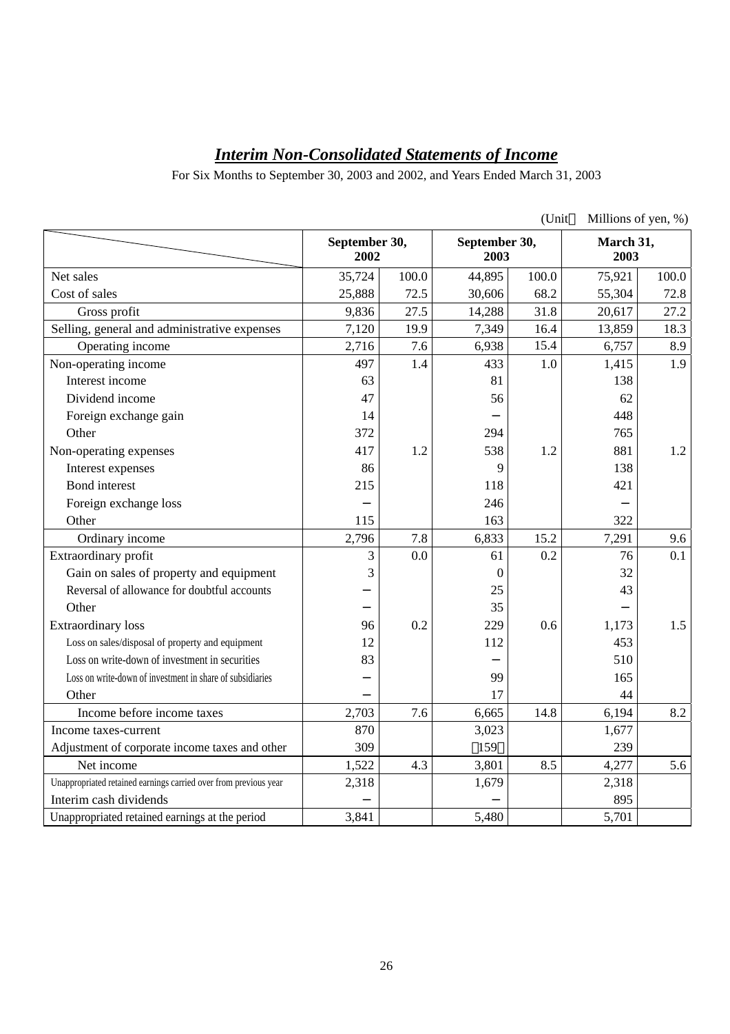# *Interim Non-Consolidated Statements of Income*

For Six Months to September 30, 2003 and 2002, and Years Ended March 31, 2003

(Unit：Millions of yen, %)

| | September 30, 2002 | | September 30, 2003 | | March 31, 2003 | |
|---|---|---|---|---|---|---|
| Net sales | 35,724 | 100.0 | 44,895 | 100.0 | 75,921 | 100.0 |
| Cost of sales | 25,888 | 72.5 | 30,606 | 68.2 | 55,304 | 72.8 |
| Gross profit | 9,836 | 27.5 | 14,288 | 31.8 | 20,617 | 27.2 |
| Selling, general and administrative expenses | 7,120 | 19.9 | 7,349 | 16.4 | 13,859 | 18.3 |
| Operating income | 2,716 | 7.6 | 6,938 | 15.4 | 6,757 | 8.9 |
| Non-operating income | 497 | 1.4 | 433 | 1.0 | 1,415 | 1.9 |
| Interest income | 63 | | 81 | | 138 | |
| Dividend income | 47 | | 56 | | 62 | |
| Foreign exchange gain | 14 | | − | | 448 | |
| Other | 372 | | 294 | | 765 | |
| Non-operating expenses | 417 | 1.2 | 538 | 1.2 | 881 | 1.2 |
| Interest expenses | 86 | | 9 | | 138 | |
| Bond interest | 215 | | 118 | | 421 | |
| Foreign exchange loss | − | | 246 | | − | |
| Other | 115 | | 163 | | 322 | |
| Ordinary income | 2,796 | 7.8 | 6,833 | 15.2 | 7,291 | 9.6 |
| Extraordinary profit | 3 | 0.0 | 61 | 0.2 | 76 | 0.1 |
| Gain on sales of property and equipment | 3 | | 0 | | 32 | |
| Reversal of allowance for doubtful accounts | − | | 25 | | 43 | |
| Other | − | | 35 | | − | |
| Extraordinary loss | 96 | 0.2 | 229 | 0.6 | 1,173 | 1.5 |
| Loss on sales/disposal of property and equipment | 12 | | 112 | | 453 | |
| Loss on write-down of investment in securities | 83 | | − | | 510 | |
| Loss on write-down of investment in share of subsidiaries | − | | 99 | | 165 | |
| Other | − | | 17 | | 44 | |
| Income before income taxes | 2,703 | 7.6 | 6,665 | 14.8 | 6,194 | 8.2 |
| Income taxes-current | 870 | | 3,023 | | 1,677 | |
| Adjustment of corporate income taxes and other | 309 | | （159） | | 239 | |
| Net income | 1,522 | 4.3 | 3,801 | 8.5 | 4,277 | 5.6 |
| Unappropriated retained earnings carried over from previous year | 2,318 | | 1,679 | | 2,318 | |
| Interim cash dividends | − | | − | | 895 | |
| Unappropriated retained earnings at the period | 3,841 | | 5,480 | | 5,701 | |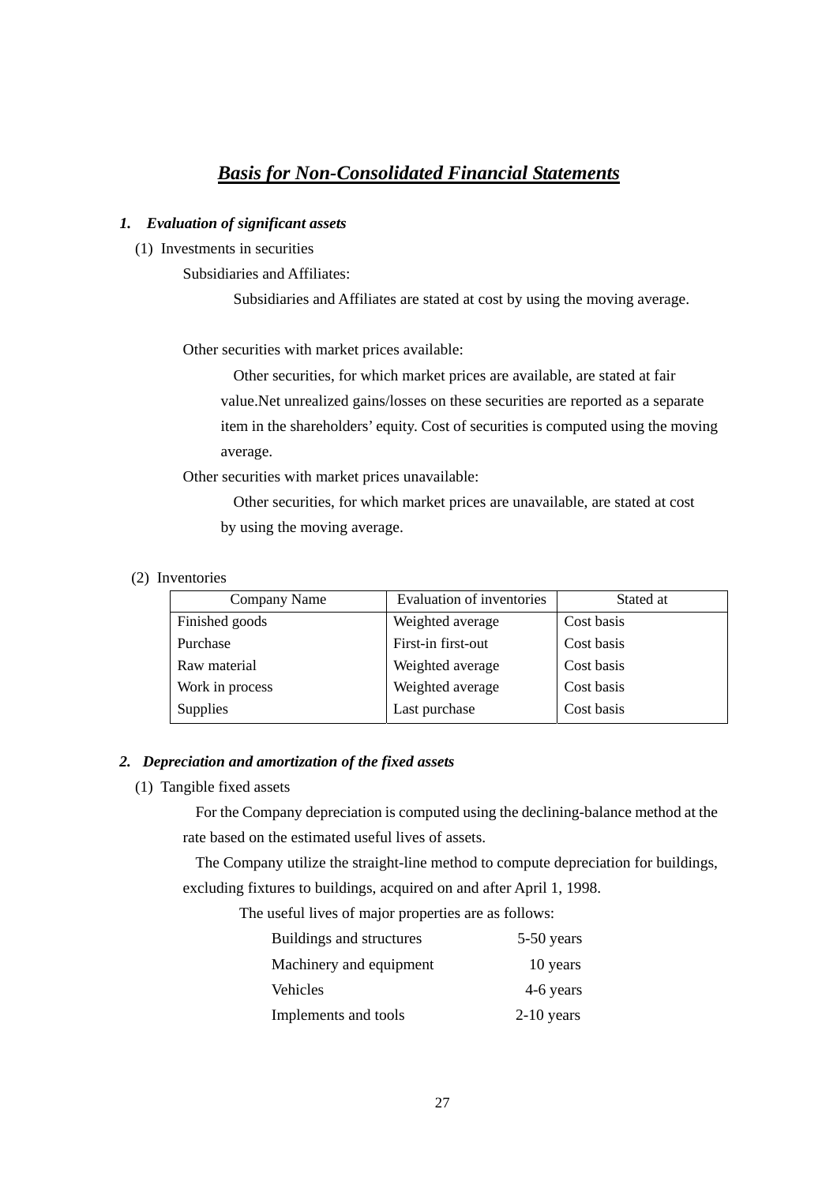# ***Basis for Non-Consolidated Financial Statements***

### ***1. Evaluation of significant assets***

(1) Investments in securities

Subsidiaries and Affiliates:

Subsidiaries and Affiliates are stated at cost by using the moving average.

Other securities with market prices available:

Other securities, for which market prices are available, are stated at fair value.Net unrealized gains/losses on these securities are reported as a separate item in the shareholders' equity. Cost of securities is computed using the moving average.

Other securities with market prices unavailable:

Other securities, for which market prices are unavailable, are stated at cost by using the moving average.

(2) Inventories

| Company Name | Evaluation of inventories | Stated at |
|---|---|---|
| Finished goods | Weighted average | Cost basis |
| Purchase | First-in first-out | Cost basis |
| Raw material | Weighted average | Cost basis |
| Work in process | Weighted average | Cost basis |
| Supplies | Last purchase | Cost basis |

### ***2. Depreciation and amortization of the fixed assets***

(1) Tangible fixed assets

For the Company depreciation is computed using the declining-balance method at the rate based on the estimated useful lives of assets.

The Company utilize the straight-line method to compute depreciation for buildings, excluding fixtures to buildings, acquired on and after April 1, 1998.

The useful lives of major properties are as follows:

| | |
|---|---|
| Buildings and structures | 5-50 years |
| Machinery and equipment | 10 years |
| Vehicles | 4-6 years |
| Implements and tools | 2-10 years |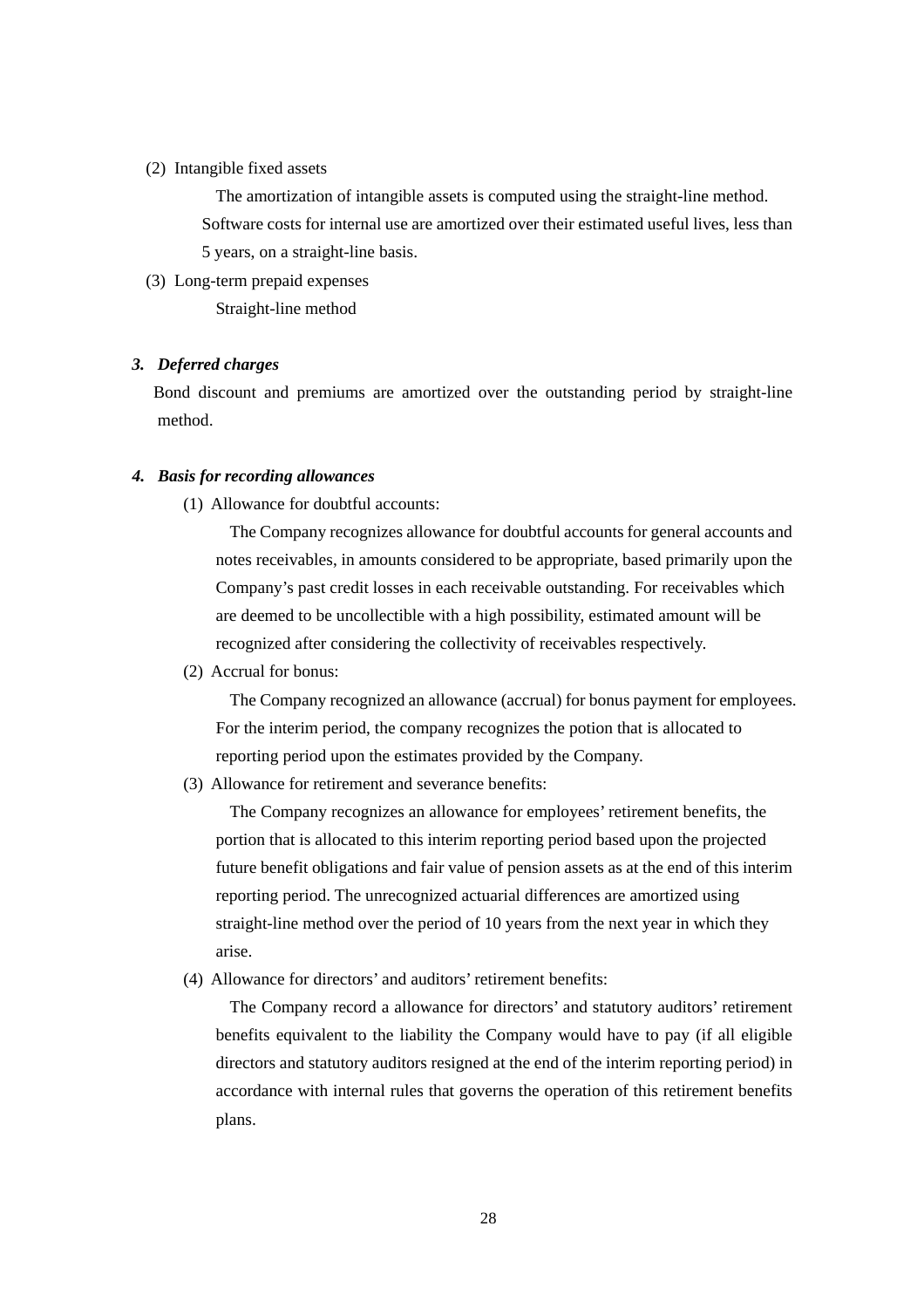(2) Intangible fixed assets

The amortization of intangible assets is computed using the straight-line method. Software costs for internal use are amortized over their estimated useful lives, less than 5 years, on a straight-line basis.

(3) Long-term prepaid expenses

Straight-line method

### *3. Deferred charges*

Bond discount and premiums are amortized over the outstanding period by straight-line method.

### *4. Basis for recording allowances*

(1) Allowance for doubtful accounts:

The Company recognizes allowance for doubtful accounts for general accounts and notes receivables, in amounts considered to be appropriate, based primarily upon the Company's past credit losses in each receivable outstanding. For receivables which are deemed to be uncollectible with a high possibility, estimated amount will be recognized after considering the collectivity of receivables respectively.

(2) Accrual for bonus:

The Company recognized an allowance (accrual) for bonus payment for employees. For the interim period, the company recognizes the potion that is allocated to reporting period upon the estimates provided by the Company.

(3) Allowance for retirement and severance benefits:

The Company recognizes an allowance for employees' retirement benefits, the portion that is allocated to this interim reporting period based upon the projected future benefit obligations and fair value of pension assets as at the end of this interim reporting period. The unrecognized actuarial differences are amortized using straight-line method over the period of 10 years from the next year in which they arise.

(4) Allowance for directors' and auditors' retirement benefits:

The Company record a allowance for directors' and statutory auditors' retirement benefits equivalent to the liability the Company would have to pay (if all eligible directors and statutory auditors resigned at the end of the interim reporting period) in accordance with internal rules that governs the operation of this retirement benefits plans.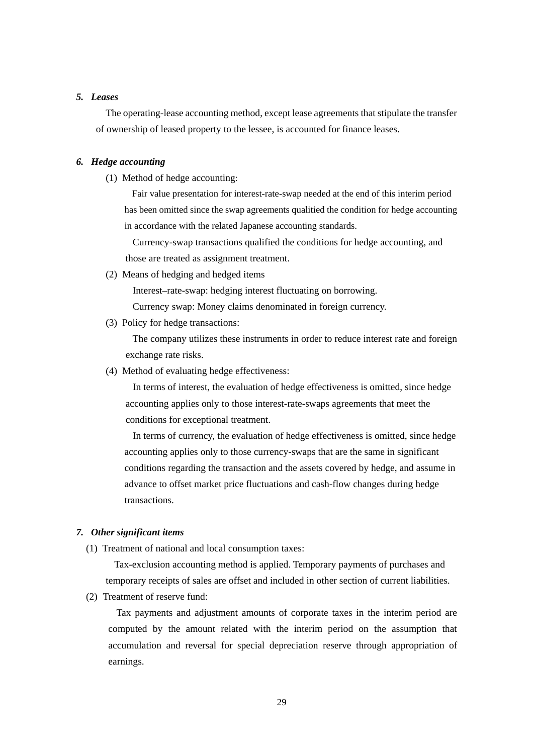### *5. Leases*

The operating-lease accounting method, except lease agreements that stipulate the transfer of ownership of leased property to the lessee, is accounted for finance leases.

### *6. Hedge accounting*

(1) Method of hedge accounting:

Fair value presentation for interest-rate-swap needed at the end of this interim period has been omitted since the swap agreements qualitied the condition for hedge accounting in accordance with the related Japanese accounting standards.

Currency-swap transactions qualified the conditions for hedge accounting, and those are treated as assignment treatment.

(2) Means of hedging and hedged items

Interest–rate-swap: hedging interest fluctuating on borrowing.

Currency swap: Money claims denominated in foreign currency.

(3) Policy for hedge transactions:

The company utilizes these instruments in order to reduce interest rate and foreign exchange rate risks.

(4) Method of evaluating hedge effectiveness:

In terms of interest, the evaluation of hedge effectiveness is omitted, since hedge accounting applies only to those interest-rate-swaps agreements that meet the conditions for exceptional treatment.

In terms of currency, the evaluation of hedge effectiveness is omitted, since hedge accounting applies only to those currency-swaps that are the same in significant conditions regarding the transaction and the assets covered by hedge, and assume in advance to offset market price fluctuations and cash-flow changes during hedge transactions.

### *7. Other significant items*

(1) Treatment of national and local consumption taxes:

Tax-exclusion accounting method is applied. Temporary payments of purchases and temporary receipts of sales are offset and included in other section of current liabilities.

(2) Treatment of reserve fund:

Tax payments and adjustment amounts of corporate taxes in the interim period are computed by the amount related with the interim period on the assumption that accumulation and reversal for special depreciation reserve through appropriation of earnings.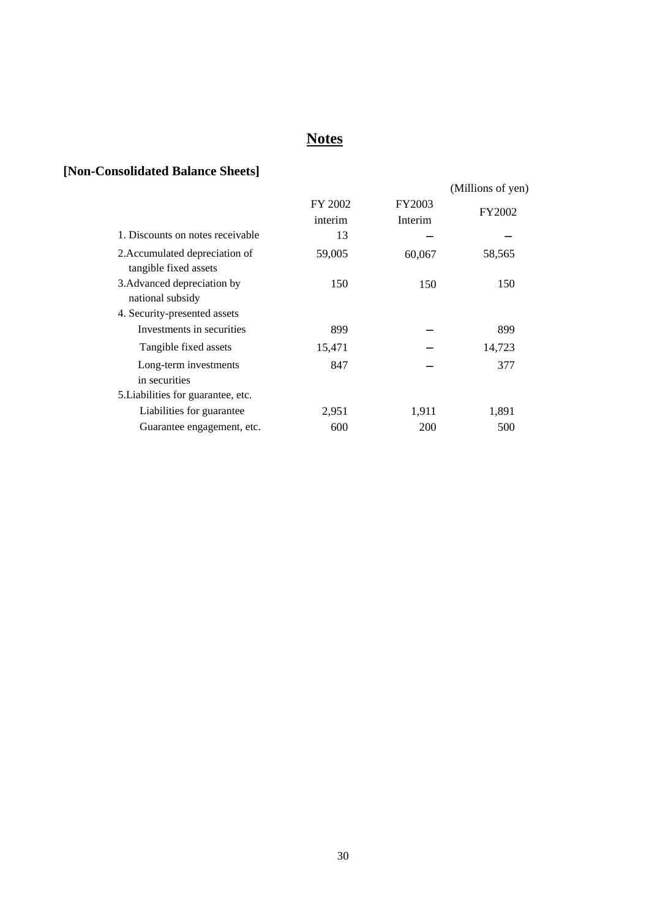# Notes

## [Non-Consolidated Balance Sheets]

(Millions of yen)

| | FY 2002 interim | FY2003 Interim | FY2002 |
|---|---|---|---|
| 1. Discounts on notes receivable | 13 | – | – |
| 2.Accumulated depreciation of tangible fixed assets | 59,005 | 60,067 | 58,565 |
| 3.Advanced depreciation by national subsidy | 150 | 150 | 150 |
| 4. Security-presented assets | | | |
| Investments in securities | 899 | – | 899 |
| Tangible fixed assets | 15,471 | – | 14,723 |
| Long-term investments in securities | 847 | – | 377 |
| 5.Liabilities for guarantee, etc. | | | |
| Liabilities for guarantee | 2,951 | 1,911 | 1,891 |
| Guarantee engagement, etc. | 600 | 200 | 500 |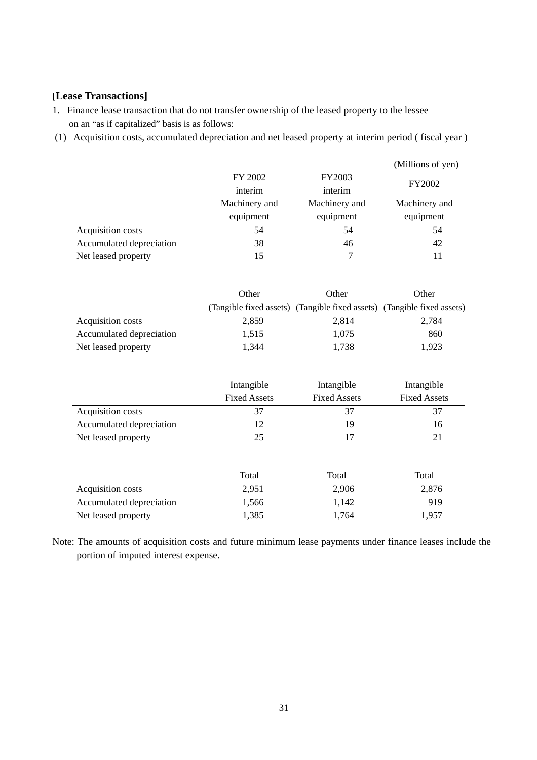**[Lease Transactions]**

1. Finance lease transaction that do not transfer ownership of the leased property to the lessee on an "as if capitalized" basis is as follows:

(1) Acquisition costs, accumulated depreciation and net leased property at interim period ( fiscal year )

(Millions of yen)

| | FY 2002 interim | FY2003 interim | FY2002 |
|---|---|---|---|
| | Machinery and equipment | Machinery and equipment | Machinery and equipment |
| Acquisition costs | 54 | 54 | 54 |
| Accumulated depreciation | 38 | 46 | 42 |
| Net leased property | 15 | 7 | 11 |

| | Other (Tangible fixed assets) | Other (Tangible fixed assets) | Other (Tangible fixed assets) |
|---|---|---|---|
| Acquisition costs | 2,859 | 2,814 | 2,784 |
| Accumulated depreciation | 1,515 | 1,075 | 860 |
| Net leased property | 1,344 | 1,738 | 1,923 |

| | Intangible Fixed Assets | Intangible Fixed Assets | Intangible Fixed Assets |
|---|---|---|---|
| Acquisition costs | 37 | 37 | 37 |
| Accumulated depreciation | 12 | 19 | 16 |
| Net leased property | 25 | 17 | 21 |

| | Total | Total | Total |
|---|---|---|---|
| Acquisition costs | 2,951 | 2,906 | 2,876 |
| Accumulated depreciation | 1,566 | 1,142 | 919 |
| Net leased property | 1,385 | 1,764 | 1,957 |

Note: The amounts of acquisition costs and future minimum lease payments under finance leases include the portion of imputed interest expense.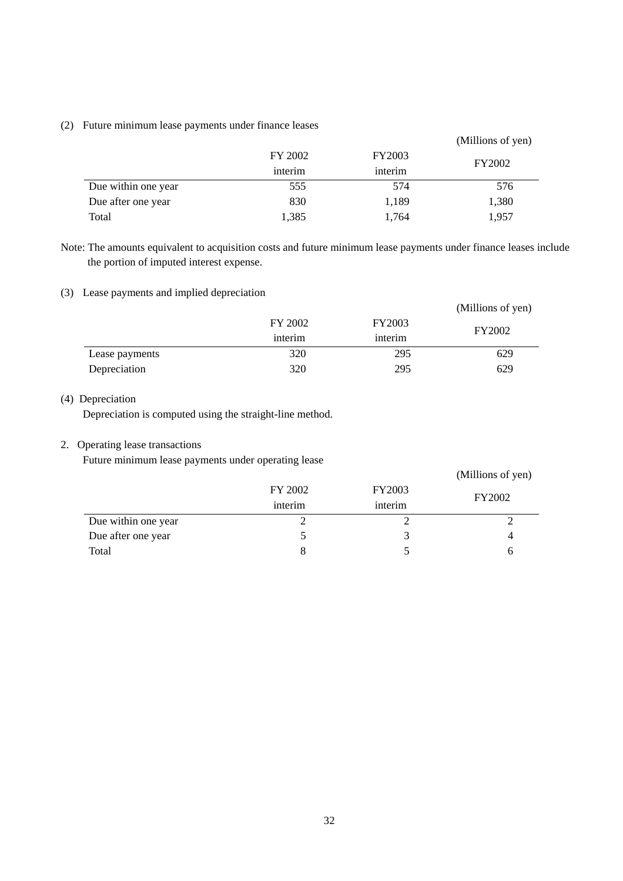(2) Future minimum lease payments under finance leases

(Millions of yen)

| | FY 2002 interim | FY2003 interim | FY2002 |
|---|---|---|---|
| Due within one year | 555 | 574 | 576 |
| Due after one year | 830 | 1,189 | 1,380 |
| Total | 1,385 | 1,764 | 1,957 |

Note: The amounts equivalent to acquisition costs and future minimum lease payments under finance leases include the portion of imputed interest expense.

(3) Lease payments and implied depreciation

(Millions of yen)

| | FY 2002 interim | FY2003 interim | FY2002 |
|---|---|---|---|
| Lease payments | 320 | 295 | 629 |
| Depreciation | 320 | 295 | 629 |

(4) Depreciation

Depreciation is computed using the straight-line method.

2. Operating lease transactions

Future minimum lease payments under operating lease

(Millions of yen)

| | FY 2002 interim | FY2003 interim | FY2002 |
|---|---|---|---|
| Due within one year | 2 | 2 | 2 |
| Due after one year | 5 | 3 | 4 |
| Total | 8 | 5 | 6 |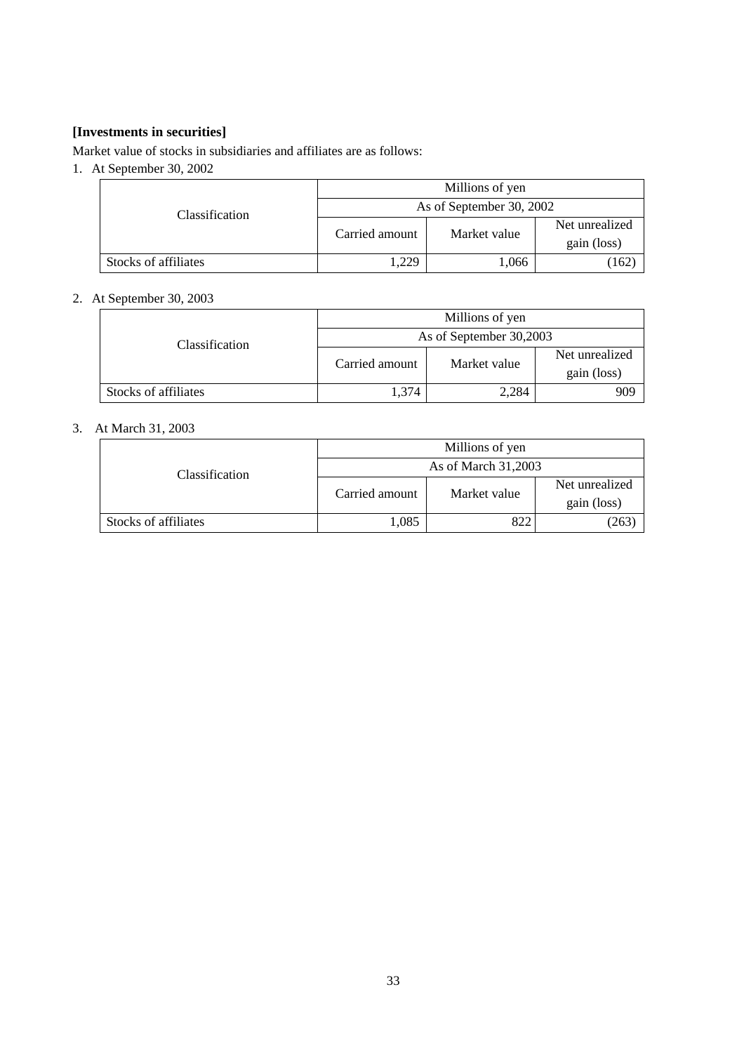**[Investments in securities]**

Market value of stocks in subsidiaries and affiliates are as follows:

1. At September 30, 2002

| Classification | Millions of yen | | |
|---|---|---|---|
| | As of September 30, 2002 | | |
| | Carried amount | Market value | Net unrealized gain (loss) |
| Stocks of affiliates | 1,229 | 1,066 | (162) |

2. At September 30, 2003

| Classification | Millions of yen | | |
|---|---|---|---|
| | As of September 30,2003 | | |
| | Carried amount | Market value | Net unrealized gain (loss) |
| Stocks of affiliates | 1,374 | 2,284 | 909 |

3. At March 31, 2003

| Classification | Millions of yen | | |
|---|---|---|---|
| | As of March 31,2003 | | |
| | Carried amount | Market value | Net unrealized gain (loss) |
| Stocks of affiliates | 1,085 | 822 | (263) |